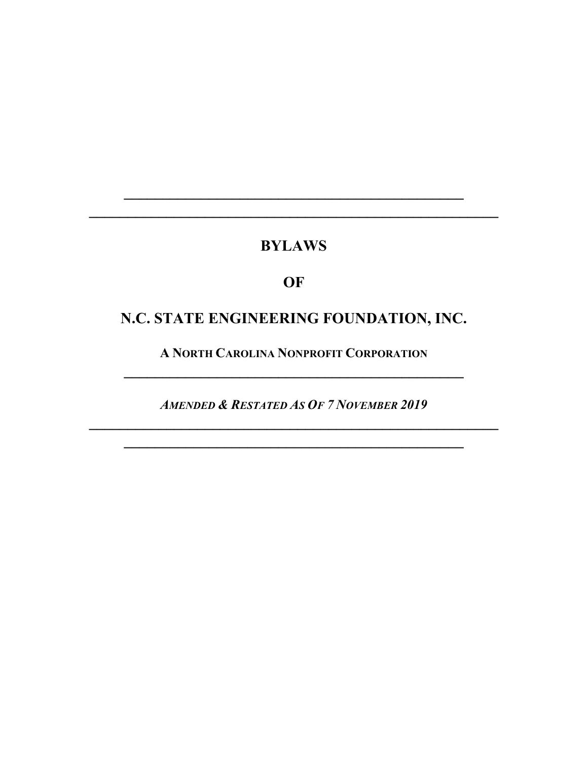# BYLAWS

# OF

# N.C. STATE ENGINEERING FOUNDATION, INC.

**A NORTH CAROLINA NONPROFIT CORPORATION**

***AMENDED & RESTATED AS OF 7 NOVEMBER 2019***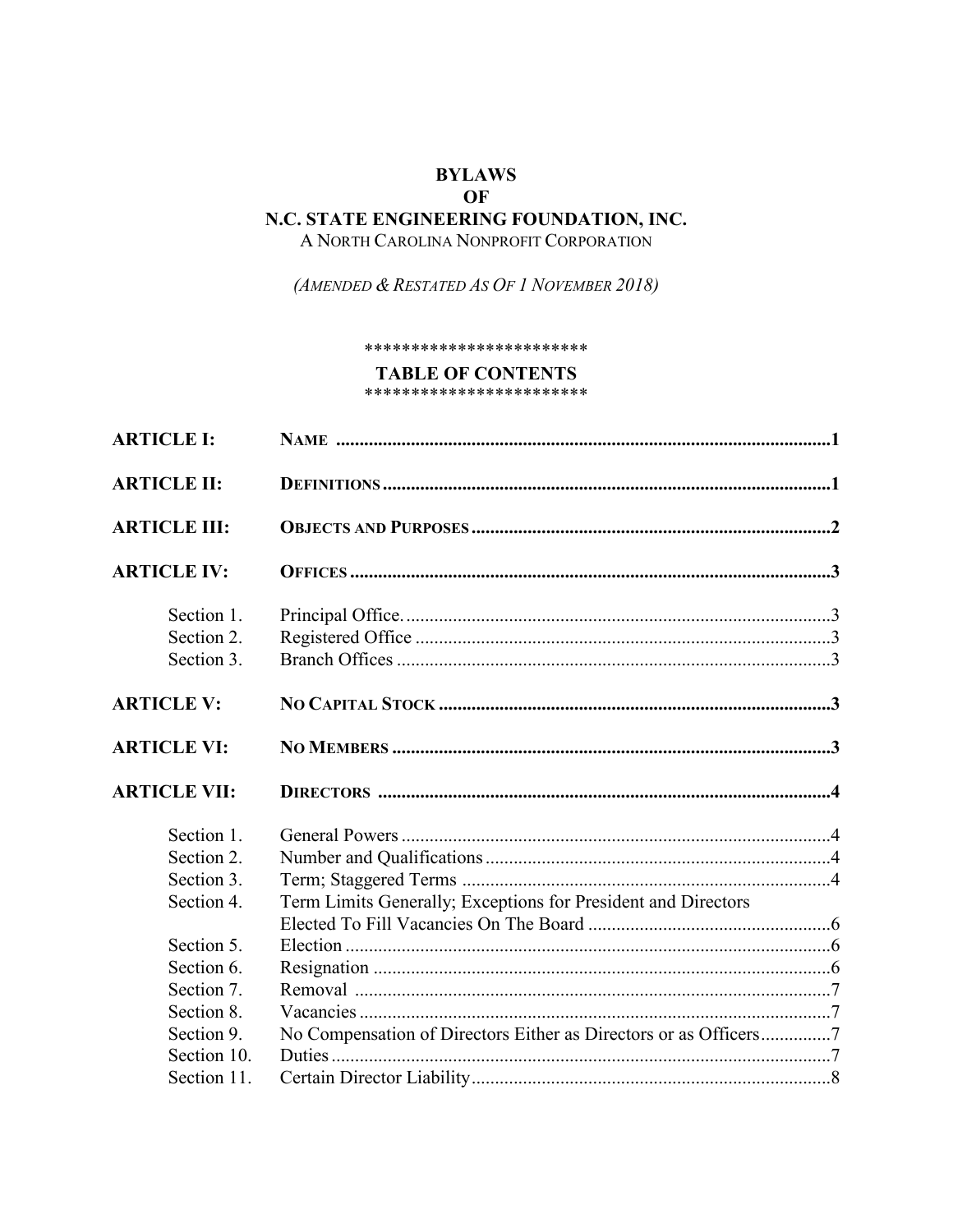# BYLAWS
# OF
# N.C. STATE ENGINEERING FOUNDATION, INC.

A NORTH CAROLINA NONPROFIT CORPORATION

*(AMENDED & RESTATED AS OF 1 NOVEMBER 2018)*

************************

## TABLE OF CONTENTS

************************

| | | |
|---|---|---|
| **ARTICLE I:** | **NAME** | **1** |
| **ARTICLE II:** | **DEFINITIONS** | **1** |
| **ARTICLE III:** | **OBJECTS AND PURPOSES** | **2** |
| **ARTICLE IV:** | **OFFICES** | **3** |
| Section 1. | Principal Office. | 3 |
| Section 2. | Registered Office | 3 |
| Section 3. | Branch Offices | 3 |
| **ARTICLE V:** | **NO CAPITAL STOCK** | **3** |
| **ARTICLE VI:** | **NO MEMBERS** | **3** |
| **ARTICLE VII:** | **DIRECTORS** | **4** |
| Section 1. | General Powers | 4 |
| Section 2. | Number and Qualifications | 4 |
| Section 3. | Term; Staggered Terms | 4 |
| Section 4. | Term Limits Generally; Exceptions for President and Directors Elected To Fill Vacancies On The Board | 6 |
| Section 5. | Election | 6 |
| Section 6. | Resignation | 6 |
| Section 7. | Removal | 7 |
| Section 8. | Vacancies | 7 |
| Section 9. | No Compensation of Directors Either as Directors or as Officers | 7 |
| Section 10. | Duties | 7 |
| Section 11. | Certain Director Liability | 8 |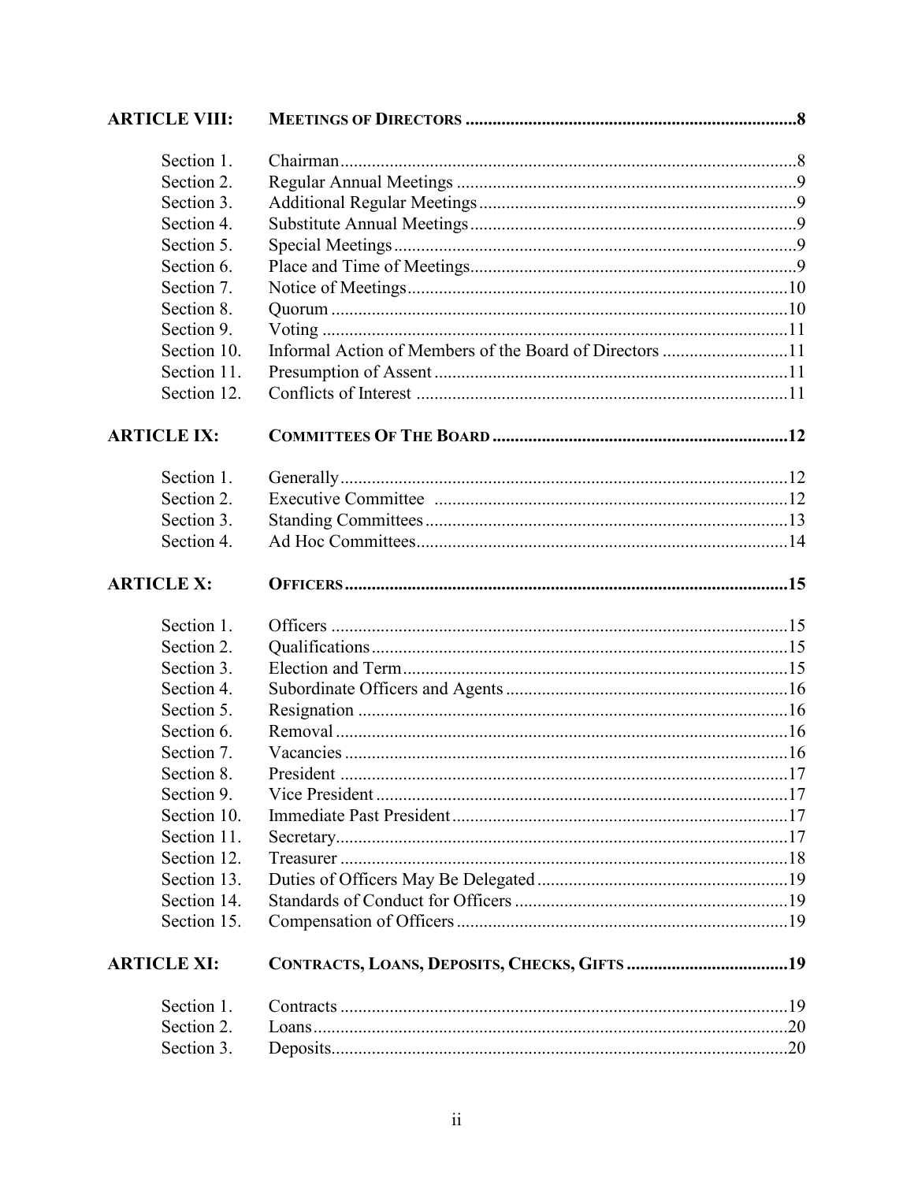| | | |
|---|---|---|
| **ARTICLE VIII:** | **MEETINGS OF DIRECTORS** | **8** |
| Section 1. | Chairman | 8 |
| Section 2. | Regular Annual Meetings | 9 |
| Section 3. | Additional Regular Meetings | 9 |
| Section 4. | Substitute Annual Meetings | 9 |
| Section 5. | Special Meetings | 9 |
| Section 6. | Place and Time of Meetings | 9 |
| Section 7. | Notice of Meetings | 10 |
| Section 8. | Quorum | 10 |
| Section 9. | Voting | 11 |
| Section 10. | Informal Action of Members of the Board of Directors | 11 |
| Section 11. | Presumption of Assent | 11 |
| Section 12. | Conflicts of Interest | 11 |
| **ARTICLE IX:** | **COMMITTEES OF THE BOARD** | **12** |
| Section 1. | Generally | 12 |
| Section 2. | Executive Committee | 12 |
| Section 3. | Standing Committees | 13 |
| Section 4. | Ad Hoc Committees | 14 |
| **ARTICLE X:** | **OFFICERS** | **15** |
| Section 1. | Officers | 15 |
| Section 2. | Qualifications | 15 |
| Section 3. | Election and Term | 15 |
| Section 4. | Subordinate Officers and Agents | 16 |
| Section 5. | Resignation | 16 |
| Section 6. | Removal | 16 |
| Section 7. | Vacancies | 16 |
| Section 8. | President | 17 |
| Section 9. | Vice President | 17 |
| Section 10. | Immediate Past President | 17 |
| Section 11. | Secretary | 17 |
| Section 12. | Treasurer | 18 |
| Section 13. | Duties of Officers May Be Delegated | 19 |
| Section 14. | Standards of Conduct for Officers | 19 |
| Section 15. | Compensation of Officers | 19 |
| **ARTICLE XI:** | **CONTRACTS, LOANS, DEPOSITS, CHECKS, GIFTS** | **19** |
| Section 1. | Contracts | 19 |
| Section 2. | Loans | 20 |
| Section 3. | Deposits | 20 |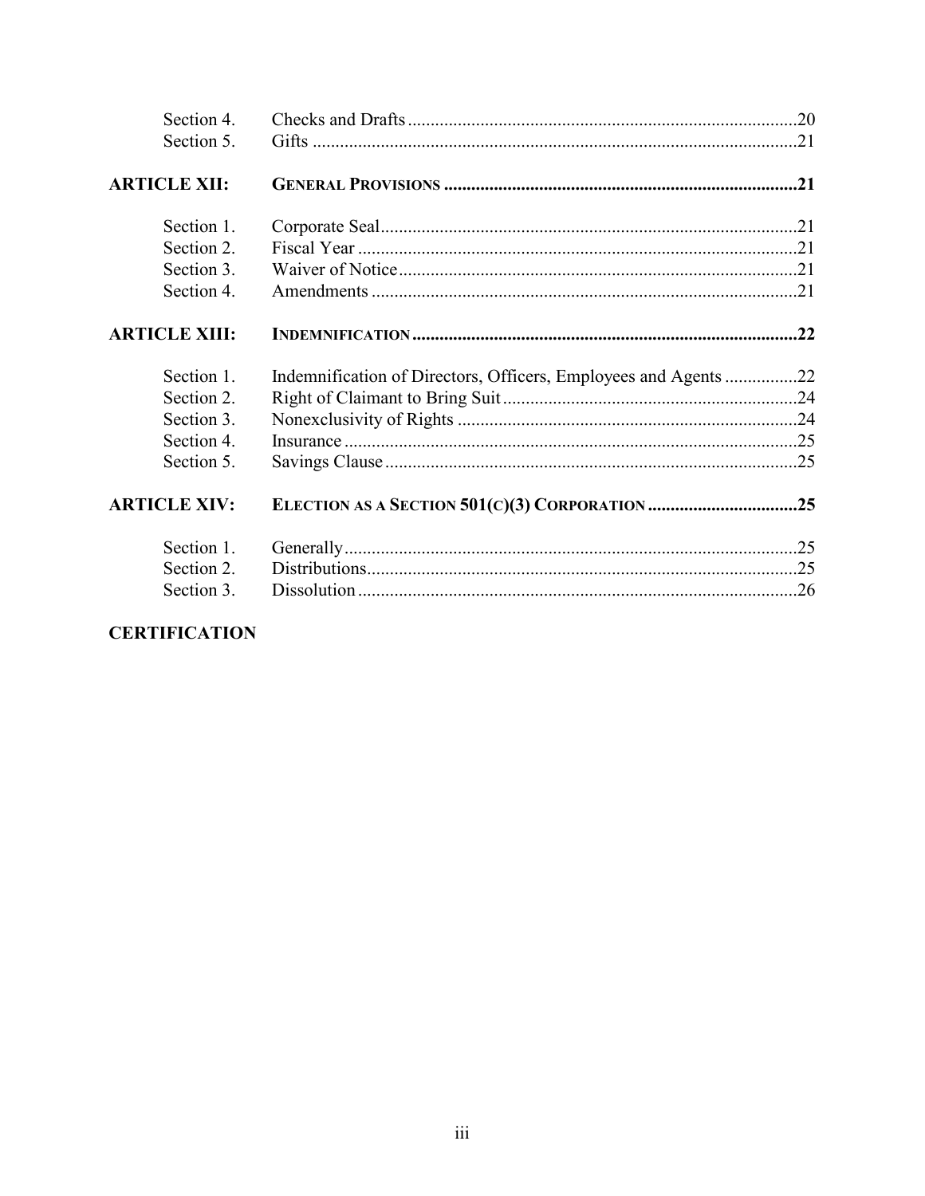| | | |
|---|---|---|
| Section 4. | Checks and Drafts | 20 |
| Section 5. | Gifts | 21 |
| **ARTICLE XII:** | **GENERAL PROVISIONS** | **21** |
| Section 1. | Corporate Seal | 21 |
| Section 2. | Fiscal Year | 21 |
| Section 3. | Waiver of Notice | 21 |
| Section 4. | Amendments | 21 |
| **ARTICLE XIII:** | **INDEMNIFICATION** | **22** |
| Section 1. | Indemnification of Directors, Officers, Employees and Agents | 22 |
| Section 2. | Right of Claimant to Bring Suit | 24 |
| Section 3. | Nonexclusivity of Rights | 24 |
| Section 4. | Insurance | 25 |
| Section 5. | Savings Clause | 25 |
| **ARTICLE XIV:** | **ELECTION AS A SECTION 501(C)(3) CORPORATION** | **25** |
| Section 1. | Generally | 25 |
| Section 2. | Distributions | 25 |
| Section 3. | Dissolution | 26 |

**CERTIFICATION**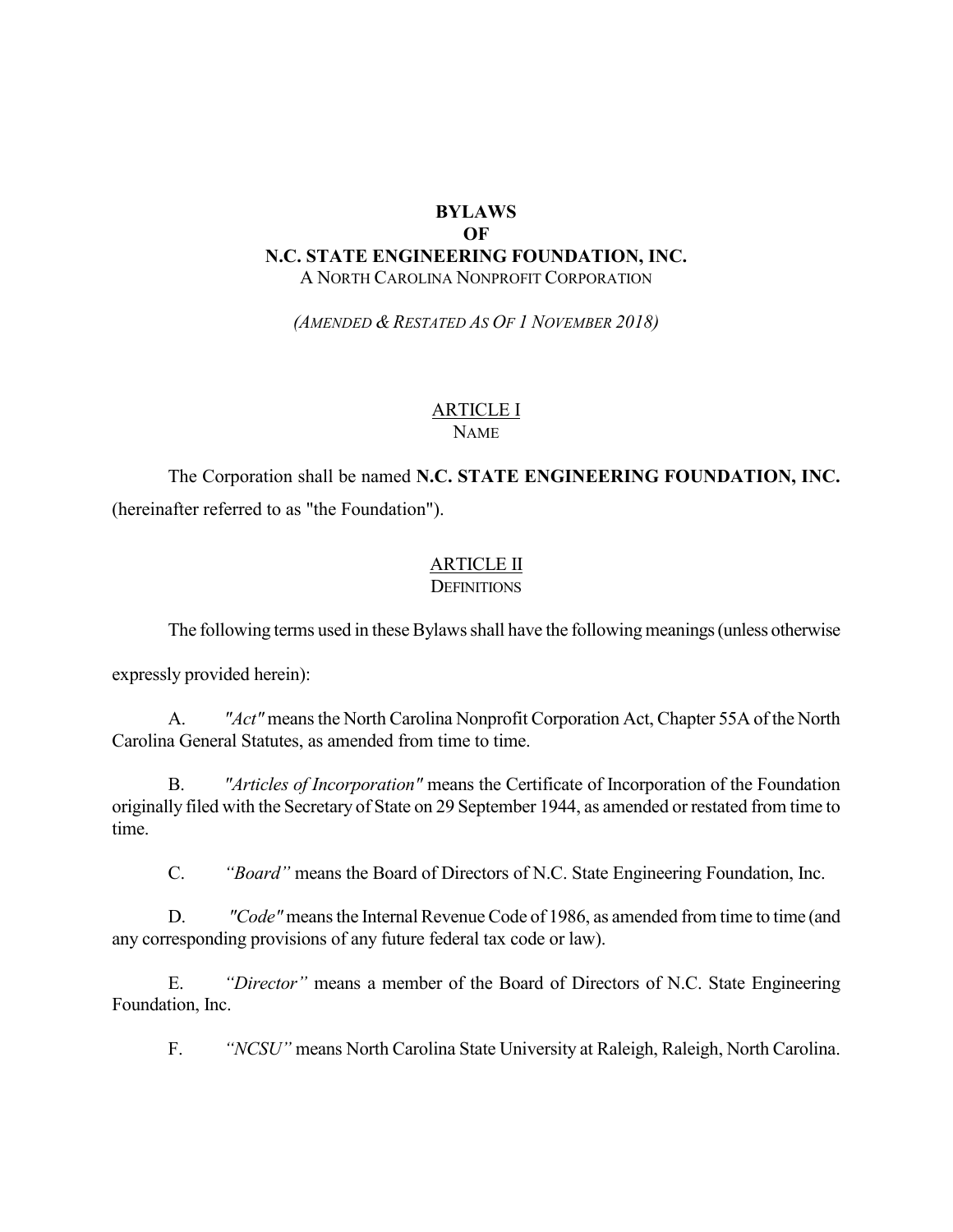# BYLAWS
# OF
# N.C. STATE ENGINEERING FOUNDATION, INC.

A NORTH CAROLINA NONPROFIT CORPORATION

*(AMENDED & RESTATED AS OF 1 NOVEMBER 2018)*

## ARTICLE I
## NAME

The Corporation shall be named **N.C. STATE ENGINEERING FOUNDATION, INC.** (hereinafter referred to as "the Foundation").

## ARTICLE II
## DEFINITIONS

The following terms used in these Bylaws shall have the following meanings (unless otherwise expressly provided herein):

A. *"Act"* means the North Carolina Nonprofit Corporation Act, Chapter 55A of the North Carolina General Statutes, as amended from time to time.

B. *"Articles of Incorporation"* means the Certificate of Incorporation of the Foundation originally filed with the Secretary of State on 29 September 1944, as amended or restated from time to time.

C. *"Board"* means the Board of Directors of N.C. State Engineering Foundation, Inc.

D. *"Code"* means the Internal Revenue Code of 1986, as amended from time to time (and any corresponding provisions of any future federal tax code or law).

E. *"Director"* means a member of the Board of Directors of N.C. State Engineering Foundation, Inc.

F. *"NCSU"* means North Carolina State University at Raleigh, Raleigh, North Carolina.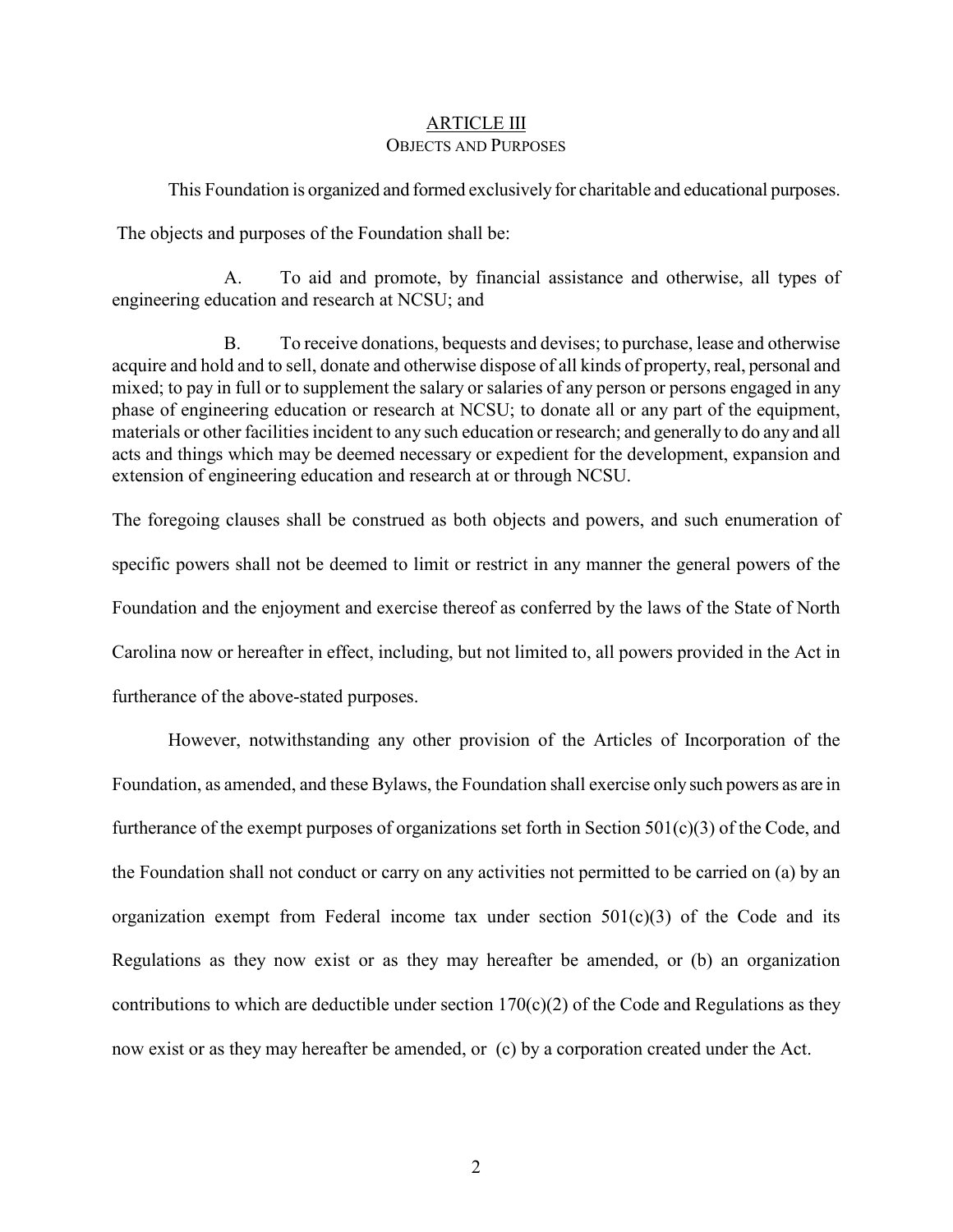## ARTICLE III
### OBJECTS AND PURPOSES

This Foundation is organized and formed exclusively for charitable and educational purposes.

The objects and purposes of the Foundation shall be:

A. To aid and promote, by financial assistance and otherwise, all types of engineering education and research at NCSU; and

B. To receive donations, bequests and devises; to purchase, lease and otherwise acquire and hold and to sell, donate and otherwise dispose of all kinds of property, real, personal and mixed; to pay in full or to supplement the salary or salaries of any person or persons engaged in any phase of engineering education or research at NCSU; to donate all or any part of the equipment, materials or other facilities incident to any such education or research; and generally to do any and all acts and things which may be deemed necessary or expedient for the development, expansion and extension of engineering education and research at or through NCSU.

The foregoing clauses shall be construed as both objects and powers, and such enumeration of specific powers shall not be deemed to limit or restrict in any manner the general powers of the Foundation and the enjoyment and exercise thereof as conferred by the laws of the State of North Carolina now or hereafter in effect, including, but not limited to, all powers provided in the Act in furtherance of the above-stated purposes.

However, notwithstanding any other provision of the Articles of Incorporation of the Foundation, as amended, and these Bylaws, the Foundation shall exercise only such powers as are in furtherance of the exempt purposes of organizations set forth in Section 501(c)(3) of the Code, and the Foundation shall not conduct or carry on any activities not permitted to be carried on (a) by an organization exempt from Federal income tax under section 501(c)(3) of the Code and its Regulations as they now exist or as they may hereafter be amended, or (b) an organization contributions to which are deductible under section 170(c)(2) of the Code and Regulations as they now exist or as they may hereafter be amended, or (c) by a corporation created under the Act.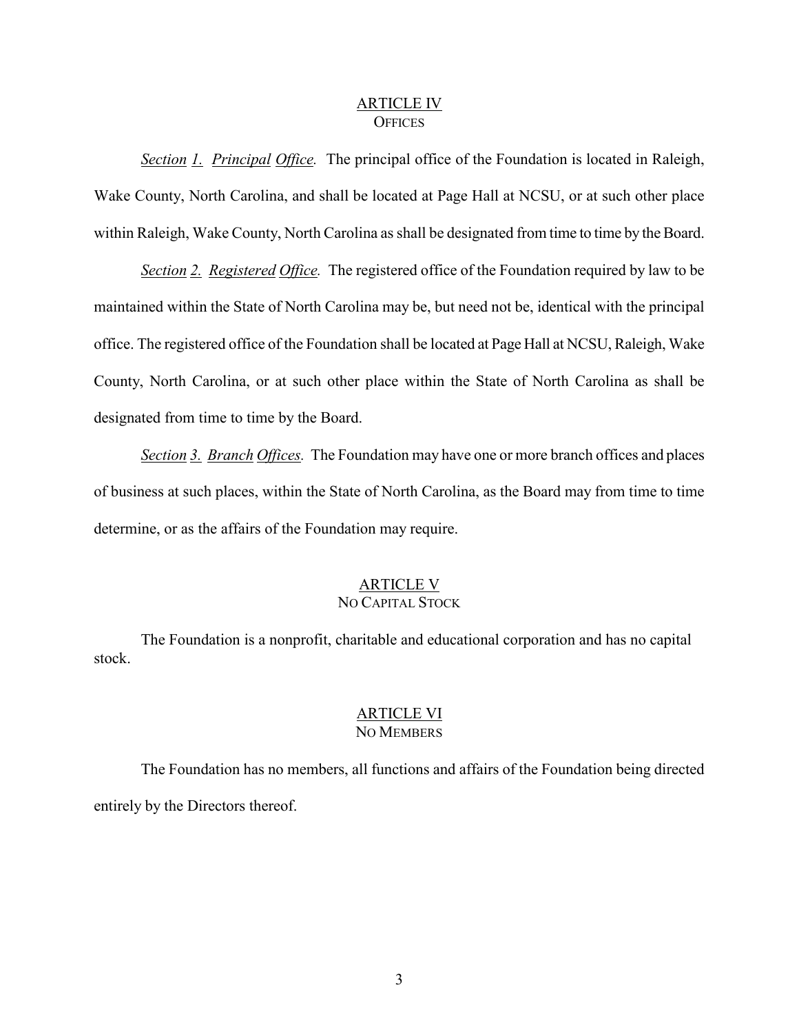## ARTICLE IV
### OFFICES

*Section 1. Principal Office.* The principal office of the Foundation is located in Raleigh, Wake County, North Carolina, and shall be located at Page Hall at NCSU, or at such other place within Raleigh, Wake County, North Carolina as shall be designated from time to time by the Board.

*Section 2. Registered Office.* The registered office of the Foundation required by law to be maintained within the State of North Carolina may be, but need not be, identical with the principal office. The registered office of the Foundation shall be located at Page Hall at NCSU, Raleigh, Wake County, North Carolina, or at such other place within the State of North Carolina as shall be designated from time to time by the Board.

*Section 3. Branch Offices.* The Foundation may have one or more branch offices and places of business at such places, within the State of North Carolina, as the Board may from time to time determine, or as the affairs of the Foundation may require.

## ARTICLE V
### NO CAPITAL STOCK

The Foundation is a nonprofit, charitable and educational corporation and has no capital stock.

## ARTICLE VI
### NO MEMBERS

The Foundation has no members, all functions and affairs of the Foundation being directed entirely by the Directors thereof.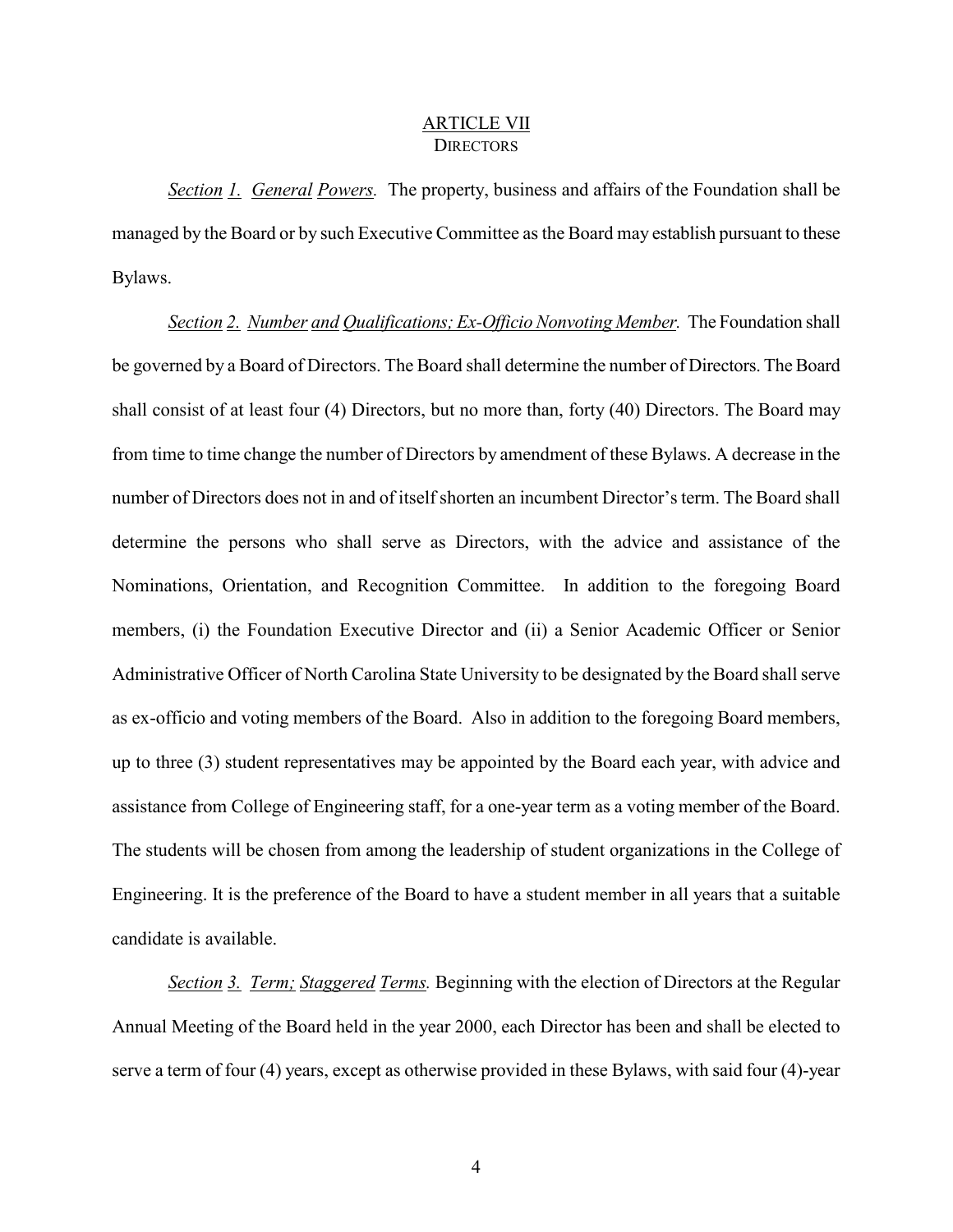## ARTICLE VII
### DIRECTORS

*Section 1. General Powers.* The property, business and affairs of the Foundation shall be managed by the Board or by such Executive Committee as the Board may establish pursuant to these Bylaws.

*Section 2. Number and Qualifications; Ex-Officio Nonvoting Member.* The Foundation shall be governed by a Board of Directors. The Board shall determine the number of Directors. The Board shall consist of at least four (4) Directors, but no more than, forty (40) Directors. The Board may from time to time change the number of Directors by amendment of these Bylaws. A decrease in the number of Directors does not in and of itself shorten an incumbent Director's term. The Board shall determine the persons who shall serve as Directors, with the advice and assistance of the Nominations, Orientation, and Recognition Committee. In addition to the foregoing Board members, (i) the Foundation Executive Director and (ii) a Senior Academic Officer or Senior Administrative Officer of North Carolina State University to be designated by the Board shall serve as ex-officio and voting members of the Board. Also in addition to the foregoing Board members, up to three (3) student representatives may be appointed by the Board each year, with advice and assistance from College of Engineering staff, for a one-year term as a voting member of the Board. The students will be chosen from among the leadership of student organizations in the College of Engineering. It is the preference of the Board to have a student member in all years that a suitable candidate is available.

*Section 3. Term; Staggered Terms.* Beginning with the election of Directors at the Regular Annual Meeting of the Board held in the year 2000, each Director has been and shall be elected to serve a term of four (4) years, except as otherwise provided in these Bylaws, with said four (4)-year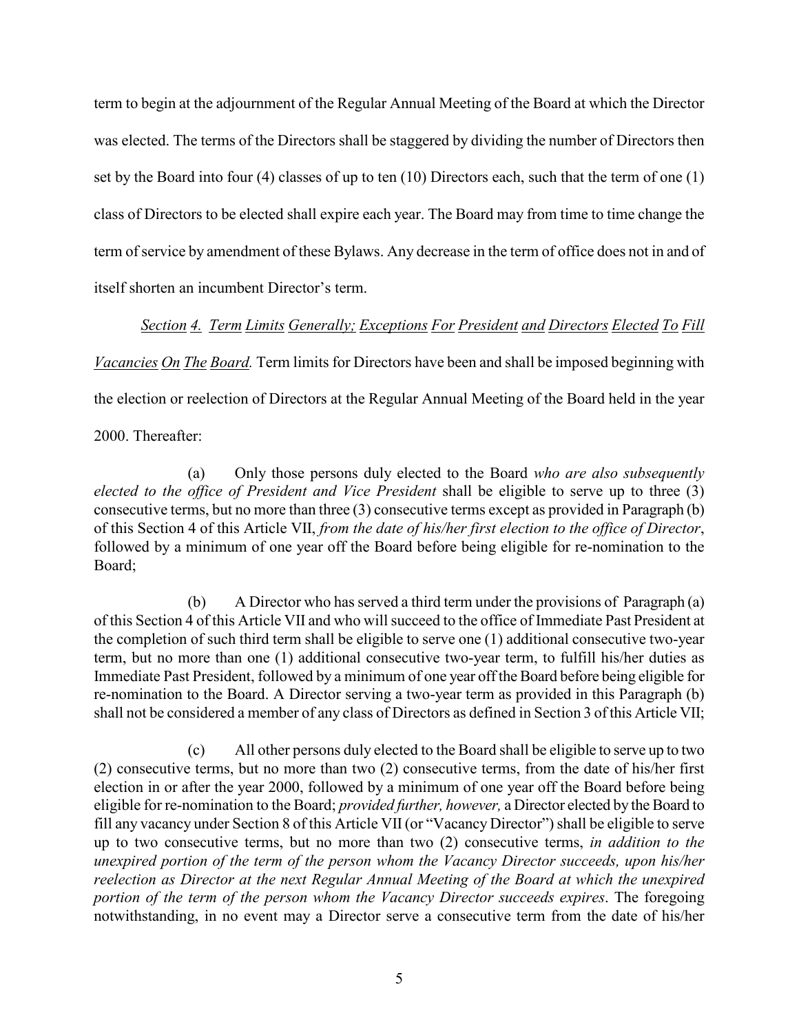term to begin at the adjournment of the Regular Annual Meeting of the Board at which the Director was elected. The terms of the Directors shall be staggered by dividing the number of Directors then set by the Board into four (4) classes of up to ten (10) Directors each, such that the term of one (1) class of Directors to be elected shall expire each year. The Board may from time to time change the term of service by amendment of these Bylaws. Any decrease in the term of office does not in and of itself shorten an incumbent Director's term.

*Section 4. Term Limits Generally; Exceptions For President and Directors Elected To Fill Vacancies On The Board.* Term limits for Directors have been and shall be imposed beginning with the election or reelection of Directors at the Regular Annual Meeting of the Board held in the year 2000. Thereafter:

(a) Only those persons duly elected to the Board *who are also subsequently elected to the office of President and Vice President* shall be eligible to serve up to three (3) consecutive terms, but no more than three (3) consecutive terms except as provided in Paragraph (b) of this Section 4 of this Article VII, *from the date of his/her first election to the office of Director*, followed by a minimum of one year off the Board before being eligible for re-nomination to the Board;

(b) A Director who has served a third term under the provisions of Paragraph (a) of this Section 4 of this Article VII and who will succeed to the office of Immediate Past President at the completion of such third term shall be eligible to serve one (1) additional consecutive two-year term, but no more than one (1) additional consecutive two-year term, to fulfill his/her duties as Immediate Past President, followed by a minimum of one year off the Board before being eligible for re-nomination to the Board. A Director serving a two-year term as provided in this Paragraph (b) shall not be considered a member of any class of Directors as defined in Section 3 of this Article VII;

(c) All other persons duly elected to the Board shall be eligible to serve up to two (2) consecutive terms, but no more than two (2) consecutive terms, from the date of his/her first election in or after the year 2000, followed by a minimum of one year off the Board before being eligible for re-nomination to the Board; *provided further, however,* a Director elected by the Board to fill any vacancy under Section 8 of this Article VII (or "Vacancy Director") shall be eligible to serve up to two consecutive terms, but no more than two (2) consecutive terms, *in addition to the unexpired portion of the term of the person whom the Vacancy Director succeeds, upon his/her reelection as Director at the next Regular Annual Meeting of the Board at which the unexpired portion of the term of the person whom the Vacancy Director succeeds expires*. The foregoing notwithstanding, in no event may a Director serve a consecutive term from the date of his/her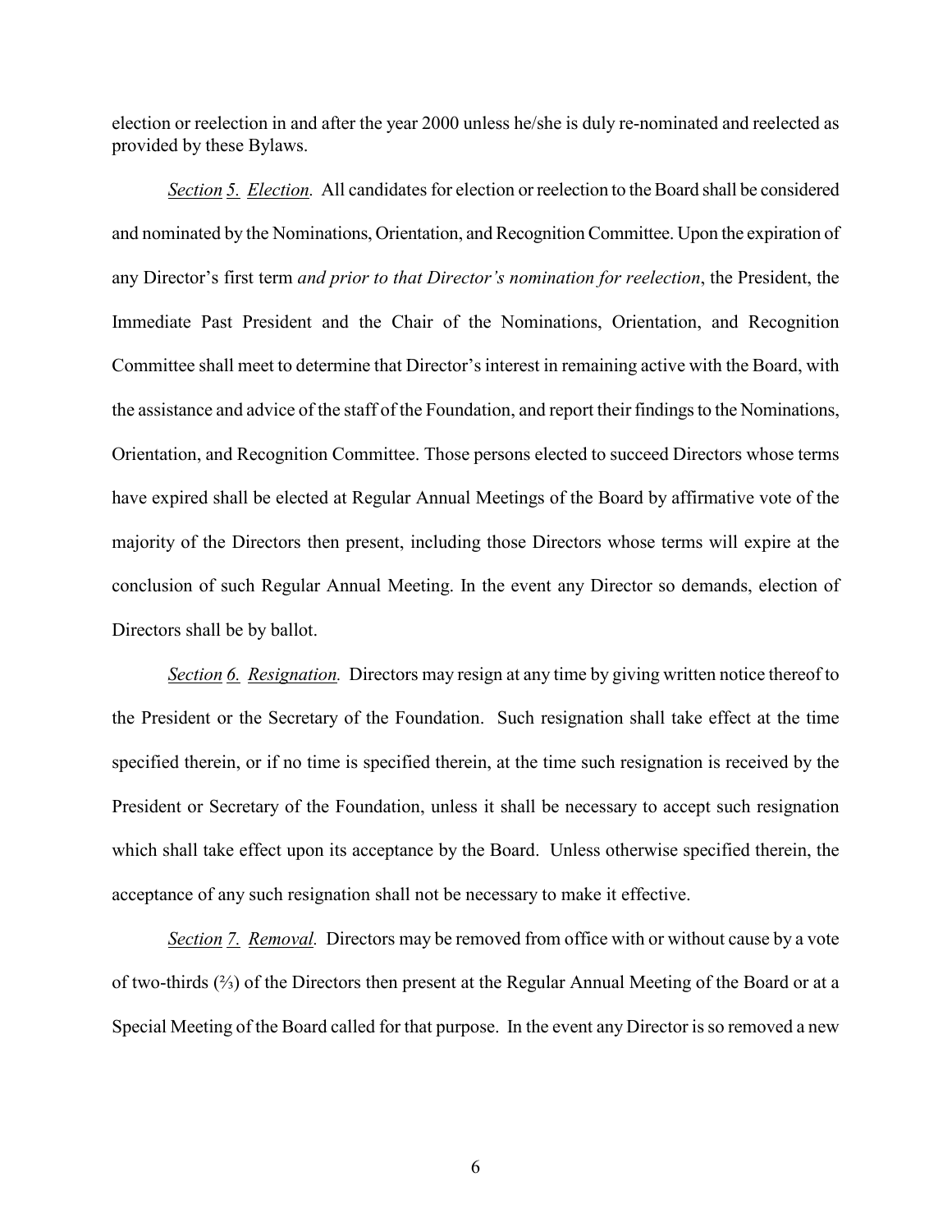election or reelection in and after the year 2000 unless he/she is duly re-nominated and reelected as provided by these Bylaws.

*Section 5. Election.* All candidates for election or reelection to the Board shall be considered and nominated by the Nominations, Orientation, and Recognition Committee. Upon the expiration of any Director's first term *and prior to that Director's nomination for reelection*, the President, the Immediate Past President and the Chair of the Nominations, Orientation, and Recognition Committee shall meet to determine that Director's interest in remaining active with the Board, with the assistance and advice of the staff of the Foundation, and report their findings to the Nominations, Orientation, and Recognition Committee. Those persons elected to succeed Directors whose terms have expired shall be elected at Regular Annual Meetings of the Board by affirmative vote of the majority of the Directors then present, including those Directors whose terms will expire at the conclusion of such Regular Annual Meeting. In the event any Director so demands, election of Directors shall be by ballot.

*Section 6. Resignation.* Directors may resign at any time by giving written notice thereof to the President or the Secretary of the Foundation. Such resignation shall take effect at the time specified therein, or if no time is specified therein, at the time such resignation is received by the President or Secretary of the Foundation, unless it shall be necessary to accept such resignation which shall take effect upon its acceptance by the Board. Unless otherwise specified therein, the acceptance of any such resignation shall not be necessary to make it effective.

*Section 7. Removal.* Directors may be removed from office with or without cause by a vote of two-thirds (⅔) of the Directors then present at the Regular Annual Meeting of the Board or at a Special Meeting of the Board called for that purpose. In the event any Director is so removed a new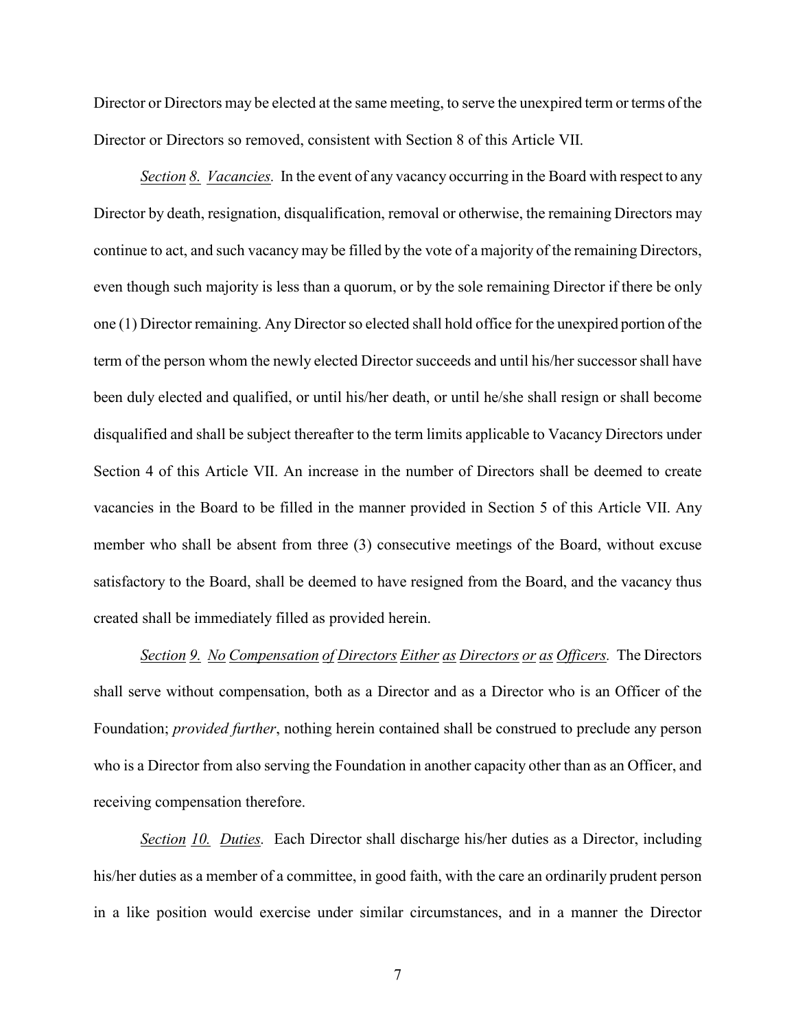Director or Directors may be elected at the same meeting, to serve the unexpired term or terms of the Director or Directors so removed, consistent with Section 8 of this Article VII.

*Section 8. Vacancies*. In the event of any vacancy occurring in the Board with respect to any Director by death, resignation, disqualification, removal or otherwise, the remaining Directors may continue to act, and such vacancy may be filled by the vote of a majority of the remaining Directors, even though such majority is less than a quorum, or by the sole remaining Director if there be only one (1) Director remaining. Any Director so elected shall hold office for the unexpired portion of the term of the person whom the newly elected Director succeeds and until his/her successor shall have been duly elected and qualified, or until his/her death, or until he/she shall resign or shall become disqualified and shall be subject thereafter to the term limits applicable to Vacancy Directors under Section 4 of this Article VII. An increase in the number of Directors shall be deemed to create vacancies in the Board to be filled in the manner provided in Section 5 of this Article VII. Any member who shall be absent from three (3) consecutive meetings of the Board, without excuse satisfactory to the Board, shall be deemed to have resigned from the Board, and the vacancy thus created shall be immediately filled as provided herein.

*Section 9. No Compensation of Directors Either as Directors or as Officers.* The Directors shall serve without compensation, both as a Director and as a Director who is an Officer of the Foundation; *provided further*, nothing herein contained shall be construed to preclude any person who is a Director from also serving the Foundation in another capacity other than as an Officer, and receiving compensation therefore.

*Section 10. Duties.* Each Director shall discharge his/her duties as a Director, including his/her duties as a member of a committee, in good faith, with the care an ordinarily prudent person in a like position would exercise under similar circumstances, and in a manner the Director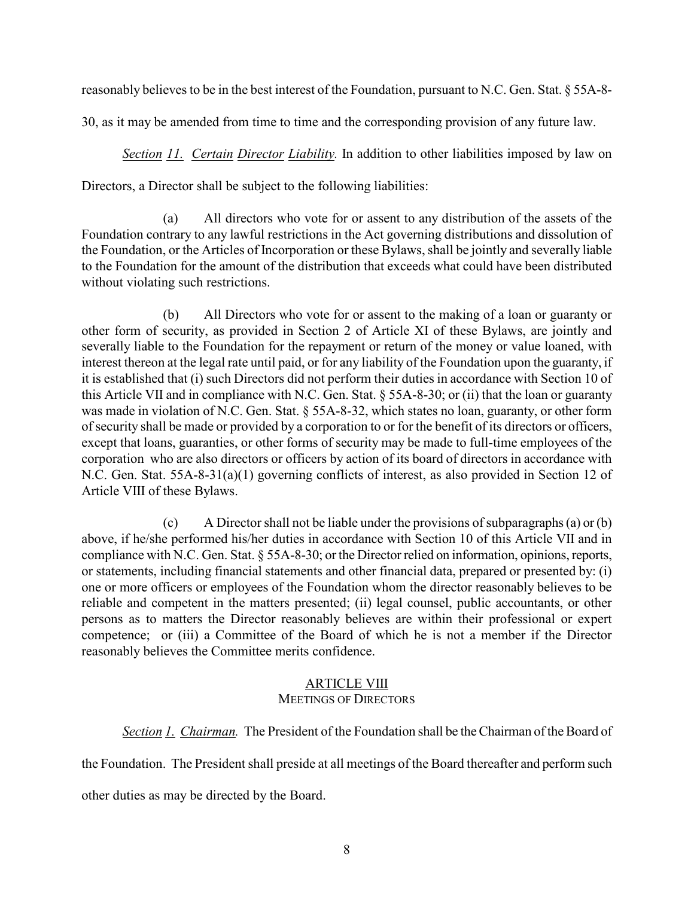reasonably believes to be in the best interest of the Foundation, pursuant to N.C. Gen. Stat. § 55A-8-30, as it may be amended from time to time and the corresponding provision of any future law.

*<u>Section</u> <u>11.</u> <u>Certain</u> <u>Director</u> <u>Liability</u>.* In addition to other liabilities imposed by law on Directors, a Director shall be subject to the following liabilities:

(a) All directors who vote for or assent to any distribution of the assets of the Foundation contrary to any lawful restrictions in the Act governing distributions and dissolution of the Foundation, or the Articles of Incorporation or these Bylaws, shall be jointly and severally liable to the Foundation for the amount of the distribution that exceeds what could have been distributed without violating such restrictions.

(b) All Directors who vote for or assent to the making of a loan or guaranty or other form of security, as provided in Section 2 of Article XI of these Bylaws, are jointly and severally liable to the Foundation for the repayment or return of the money or value loaned, with interest thereon at the legal rate until paid, or for any liability of the Foundation upon the guaranty, if it is established that (i) such Directors did not perform their duties in accordance with Section 10 of this Article VII and in compliance with N.C. Gen. Stat. § 55A-8-30; or (ii) that the loan or guaranty was made in violation of N.C. Gen. Stat. § 55A-8-32, which states no loan, guaranty, or other form of security shall be made or provided by a corporation to or for the benefit of its directors or officers, except that loans, guaranties, or other forms of security may be made to full-time employees of the corporation who are also directors or officers by action of its board of directors in accordance with N.C. Gen. Stat. 55A-8-31(a)(1) governing conflicts of interest, as also provided in Section 12 of Article VIII of these Bylaws.

(c) A Director shall not be liable under the provisions of subparagraphs (a) or (b) above, if he/she performed his/her duties in accordance with Section 10 of this Article VII and in compliance with N.C. Gen. Stat. § 55A-8-30; or the Director relied on information, opinions, reports, or statements, including financial statements and other financial data, prepared or presented by: (i) one or more officers or employees of the Foundation whom the director reasonably believes to be reliable and competent in the matters presented; (ii) legal counsel, public accountants, or other persons as to matters the Director reasonably believes are within their professional or expert competence; or (iii) a Committee of the Board of which he is not a member if the Director reasonably believes the Committee merits confidence.

## ARTICLE VIII
## MEETINGS OF DIRECTORS

*<u>Section</u> <u>1.</u> <u>Chairman</u>.* The President of the Foundation shall be the Chairman of the Board of the Foundation. The President shall preside at all meetings of the Board thereafter and perform such other duties as may be directed by the Board.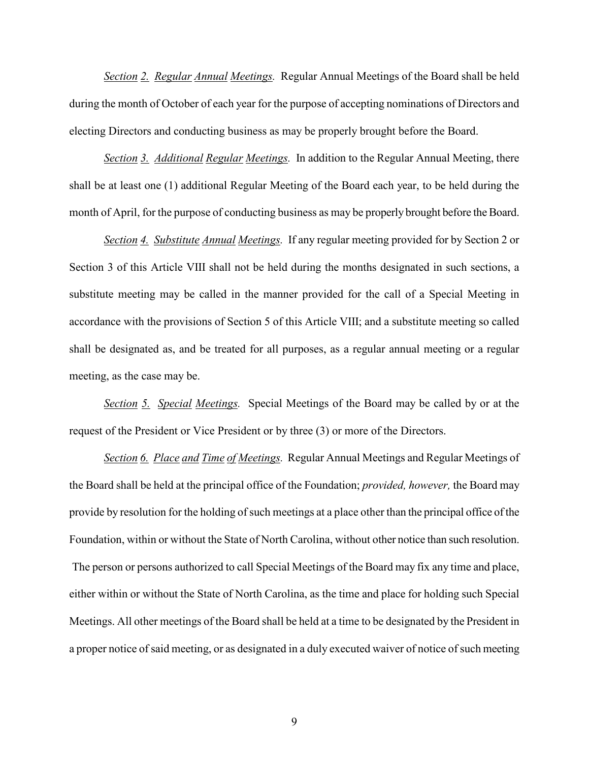*Section 2. Regular Annual Meetings.* Regular Annual Meetings of the Board shall be held during the month of October of each year for the purpose of accepting nominations of Directors and electing Directors and conducting business as may be properly brought before the Board.

*Section 3. Additional Regular Meetings.* In addition to the Regular Annual Meeting, there shall be at least one (1) additional Regular Meeting of the Board each year, to be held during the month of April, for the purpose of conducting business as may be properly brought before the Board.

*Section 4. Substitute Annual Meetings.* If any regular meeting provided for by Section 2 or Section 3 of this Article VIII shall not be held during the months designated in such sections, a substitute meeting may be called in the manner provided for the call of a Special Meeting in accordance with the provisions of Section 5 of this Article VIII; and a substitute meeting so called shall be designated as, and be treated for all purposes, as a regular annual meeting or a regular meeting, as the case may be.

*Section 5. Special Meetings.* Special Meetings of the Board may be called by or at the request of the President or Vice President or by three (3) or more of the Directors.

*Section 6. Place and Time of Meetings.* Regular Annual Meetings and Regular Meetings of the Board shall be held at the principal office of the Foundation; *provided, however,* the Board may provide by resolution for the holding of such meetings at a place other than the principal office of the Foundation, within or without the State of North Carolina, without other notice than such resolution. The person or persons authorized to call Special Meetings of the Board may fix any time and place, either within or without the State of North Carolina, as the time and place for holding such Special Meetings. All other meetings of the Board shall be held at a time to be designated by the President in a proper notice of said meeting, or as designated in a duly executed waiver of notice of such meeting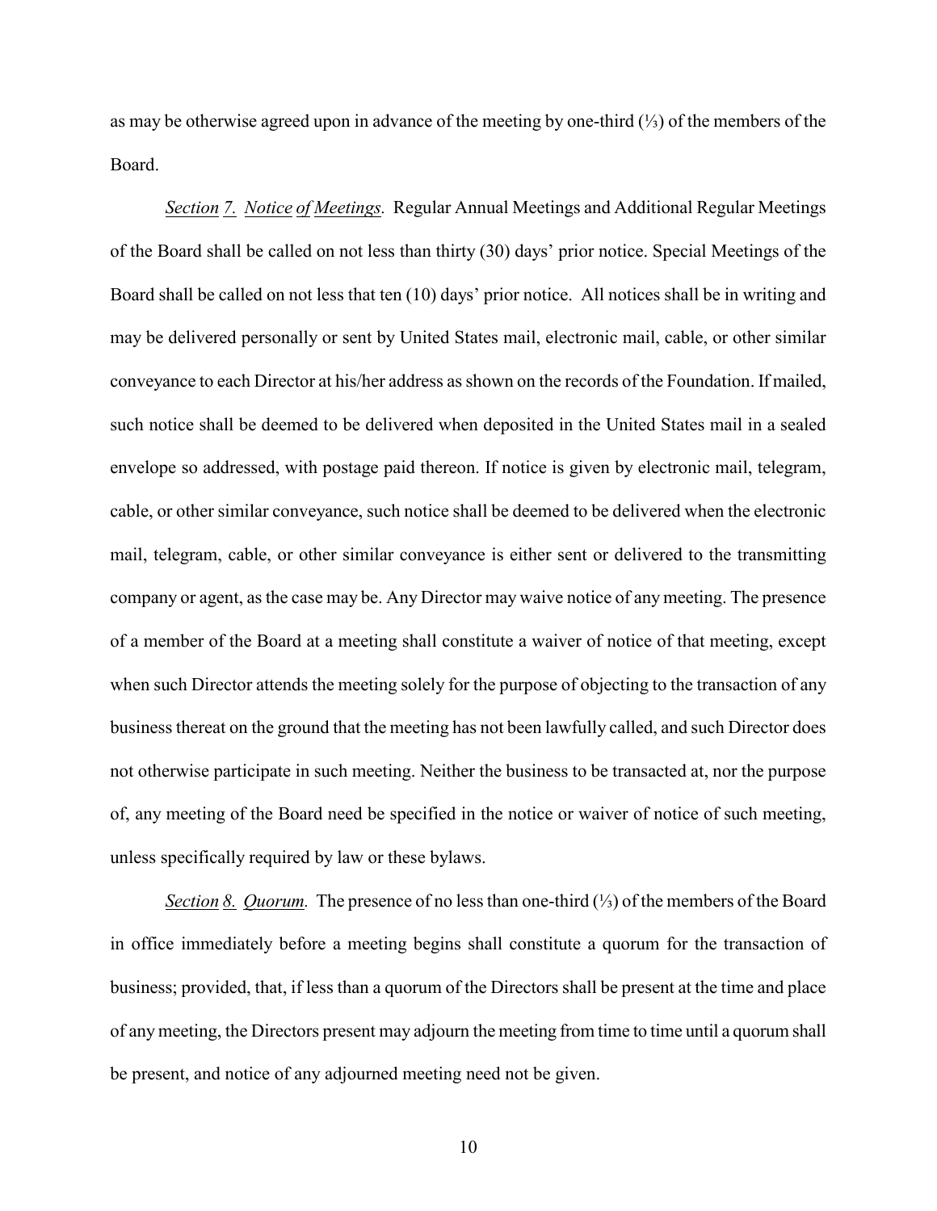as may be otherwise agreed upon in advance of the meeting by one-third (⅓) of the members of the Board.

*Section 7. Notice of Meetings.* Regular Annual Meetings and Additional Regular Meetings of the Board shall be called on not less than thirty (30) days' prior notice. Special Meetings of the Board shall be called on not less that ten (10) days' prior notice. All notices shall be in writing and may be delivered personally or sent by United States mail, electronic mail, cable, or other similar conveyance to each Director at his/her address as shown on the records of the Foundation. If mailed, such notice shall be deemed to be delivered when deposited in the United States mail in a sealed envelope so addressed, with postage paid thereon. If notice is given by electronic mail, telegram, cable, or other similar conveyance, such notice shall be deemed to be delivered when the electronic mail, telegram, cable, or other similar conveyance is either sent or delivered to the transmitting company or agent, as the case may be. Any Director may waive notice of any meeting. The presence of a member of the Board at a meeting shall constitute a waiver of notice of that meeting, except when such Director attends the meeting solely for the purpose of objecting to the transaction of any business thereat on the ground that the meeting has not been lawfully called, and such Director does not otherwise participate in such meeting. Neither the business to be transacted at, nor the purpose of, any meeting of the Board need be specified in the notice or waiver of notice of such meeting, unless specifically required by law or these bylaws.

*Section 8. Quorum.* The presence of no less than one-third (⅓) of the members of the Board in office immediately before a meeting begins shall constitute a quorum for the transaction of business; provided, that, if less than a quorum of the Directors shall be present at the time and place of any meeting, the Directors present may adjourn the meeting from time to time until a quorum shall be present, and notice of any adjourned meeting need not be given.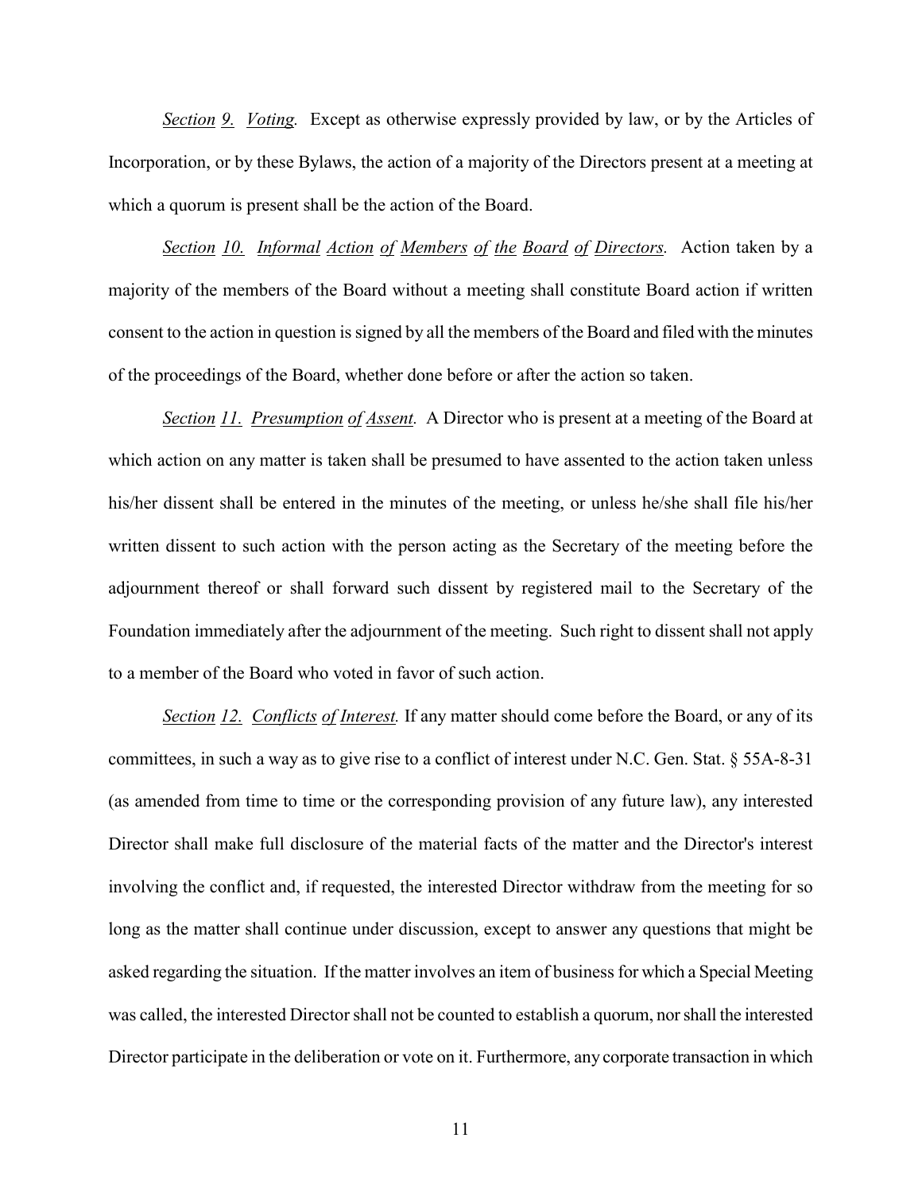*Section 9. Voting.* Except as otherwise expressly provided by law, or by the Articles of Incorporation, or by these Bylaws, the action of a majority of the Directors present at a meeting at which a quorum is present shall be the action of the Board.

*Section 10. Informal Action of Members of the Board of Directors.* Action taken by a majority of the members of the Board without a meeting shall constitute Board action if written consent to the action in question is signed by all the members of the Board and filed with the minutes of the proceedings of the Board, whether done before or after the action so taken.

*Section 11. Presumption of Assent.* A Director who is present at a meeting of the Board at which action on any matter is taken shall be presumed to have assented to the action taken unless his/her dissent shall be entered in the minutes of the meeting, or unless he/she shall file his/her written dissent to such action with the person acting as the Secretary of the meeting before the adjournment thereof or shall forward such dissent by registered mail to the Secretary of the Foundation immediately after the adjournment of the meeting. Such right to dissent shall not apply to a member of the Board who voted in favor of such action.

*Section 12. Conflicts of Interest.* If any matter should come before the Board, or any of its committees, in such a way as to give rise to a conflict of interest under N.C. Gen. Stat. § 55A-8-31 (as amended from time to time or the corresponding provision of any future law), any interested Director shall make full disclosure of the material facts of the matter and the Director's interest involving the conflict and, if requested, the interested Director withdraw from the meeting for so long as the matter shall continue under discussion, except to answer any questions that might be asked regarding the situation. If the matter involves an item of business for which a Special Meeting was called, the interested Director shall not be counted to establish a quorum, nor shall the interested Director participate in the deliberation or vote on it. Furthermore, any corporate transaction in which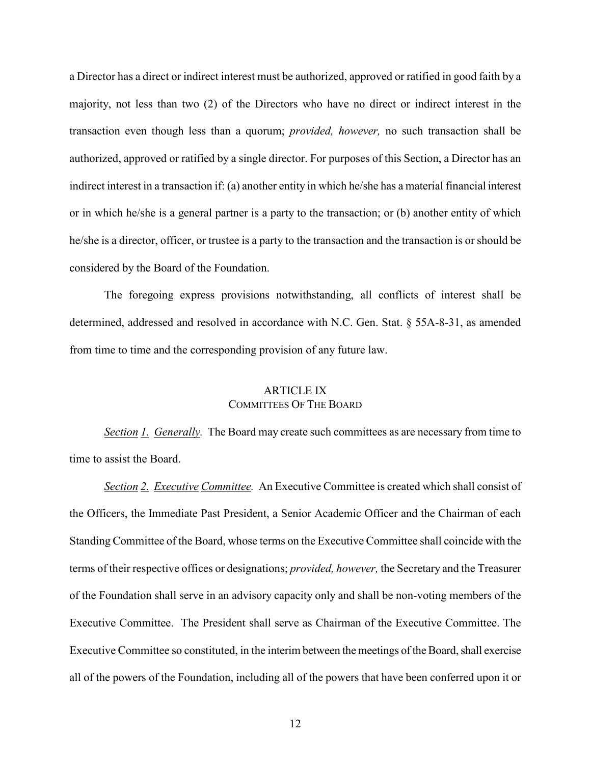a Director has a direct or indirect interest must be authorized, approved or ratified in good faith by a majority, not less than two (2) of the Directors who have no direct or indirect interest in the transaction even though less than a quorum; *provided, however,* no such transaction shall be authorized, approved or ratified by a single director. For purposes of this Section, a Director has an indirect interest in a transaction if: (a) another entity in which he/she has a material financial interest or in which he/she is a general partner is a party to the transaction; or (b) another entity of which he/she is a director, officer, or trustee is a party to the transaction and the transaction is or should be considered by the Board of the Foundation.

The foregoing express provisions notwithstanding, all conflicts of interest shall be determined, addressed and resolved in accordance with N.C. Gen. Stat. § 55A-8-31, as amended from time to time and the corresponding provision of any future law.

## ARTICLE IX
### COMMITTEES OF THE BOARD

*Section 1. Generally.* The Board may create such committees as are necessary from time to time to assist the Board.

*Section 2. Executive Committee.* An Executive Committee is created which shall consist of the Officers, the Immediate Past President, a Senior Academic Officer and the Chairman of each Standing Committee of the Board, whose terms on the Executive Committee shall coincide with the terms of their respective offices or designations; *provided, however,* the Secretary and the Treasurer of the Foundation shall serve in an advisory capacity only and shall be non-voting members of the Executive Committee. The President shall serve as Chairman of the Executive Committee. The Executive Committee so constituted, in the interim between the meetings of the Board, shall exercise all of the powers of the Foundation, including all of the powers that have been conferred upon it or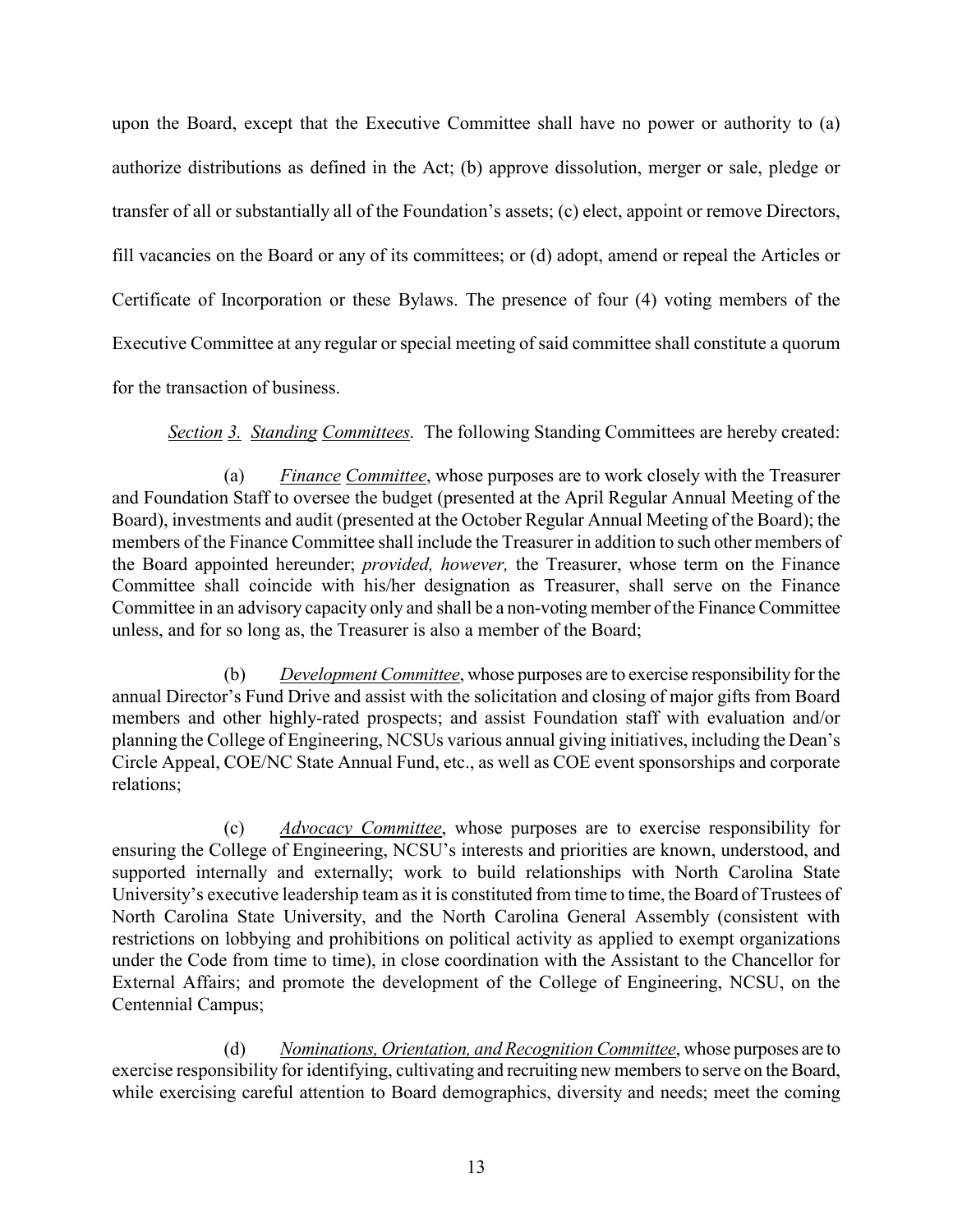upon the Board, except that the Executive Committee shall have no power or authority to (a) authorize distributions as defined in the Act; (b) approve dissolution, merger or sale, pledge or transfer of all or substantially all of the Foundation's assets; (c) elect, appoint or remove Directors, fill vacancies on the Board or any of its committees; or (d) adopt, amend or repeal the Articles or Certificate of Incorporation or these Bylaws. The presence of four (4) voting members of the Executive Committee at any regular or special meeting of said committee shall constitute a quorum for the transaction of business.

*Section 3. Standing Committees.* The following Standing Committees are hereby created:

(a) *Finance Committee*, whose purposes are to work closely with the Treasurer and Foundation Staff to oversee the budget (presented at the April Regular Annual Meeting of the Board), investments and audit (presented at the October Regular Annual Meeting of the Board); the members of the Finance Committee shall include the Treasurer in addition to such other members of the Board appointed hereunder; *provided, however,* the Treasurer, whose term on the Finance Committee shall coincide with his/her designation as Treasurer, shall serve on the Finance Committee in an advisory capacity only and shall be a non-voting member of the Finance Committee unless, and for so long as, the Treasurer is also a member of the Board;

(b) *Development Committee*, whose purposes are to exercise responsibility for the annual Director's Fund Drive and assist with the solicitation and closing of major gifts from Board members and other highly-rated prospects; and assist Foundation staff with evaluation and/or planning the College of Engineering, NCSUs various annual giving initiatives, including the Dean's Circle Appeal, COE/NC State Annual Fund, etc., as well as COE event sponsorships and corporate relations;

(c) *Advocacy Committee*, whose purposes are to exercise responsibility for ensuring the College of Engineering, NCSU's interests and priorities are known, understood, and supported internally and externally; work to build relationships with North Carolina State University's executive leadership team as it is constituted from time to time, the Board of Trustees of North Carolina State University, and the North Carolina General Assembly (consistent with restrictions on lobbying and prohibitions on political activity as applied to exempt organizations under the Code from time to time), in close coordination with the Assistant to the Chancellor for External Affairs; and promote the development of the College of Engineering, NCSU, on the Centennial Campus;

(d) *Nominations, Orientation, and Recognition Committee*, whose purposes are to exercise responsibility for identifying, cultivating and recruiting new members to serve on the Board, while exercising careful attention to Board demographics, diversity and needs; meet the coming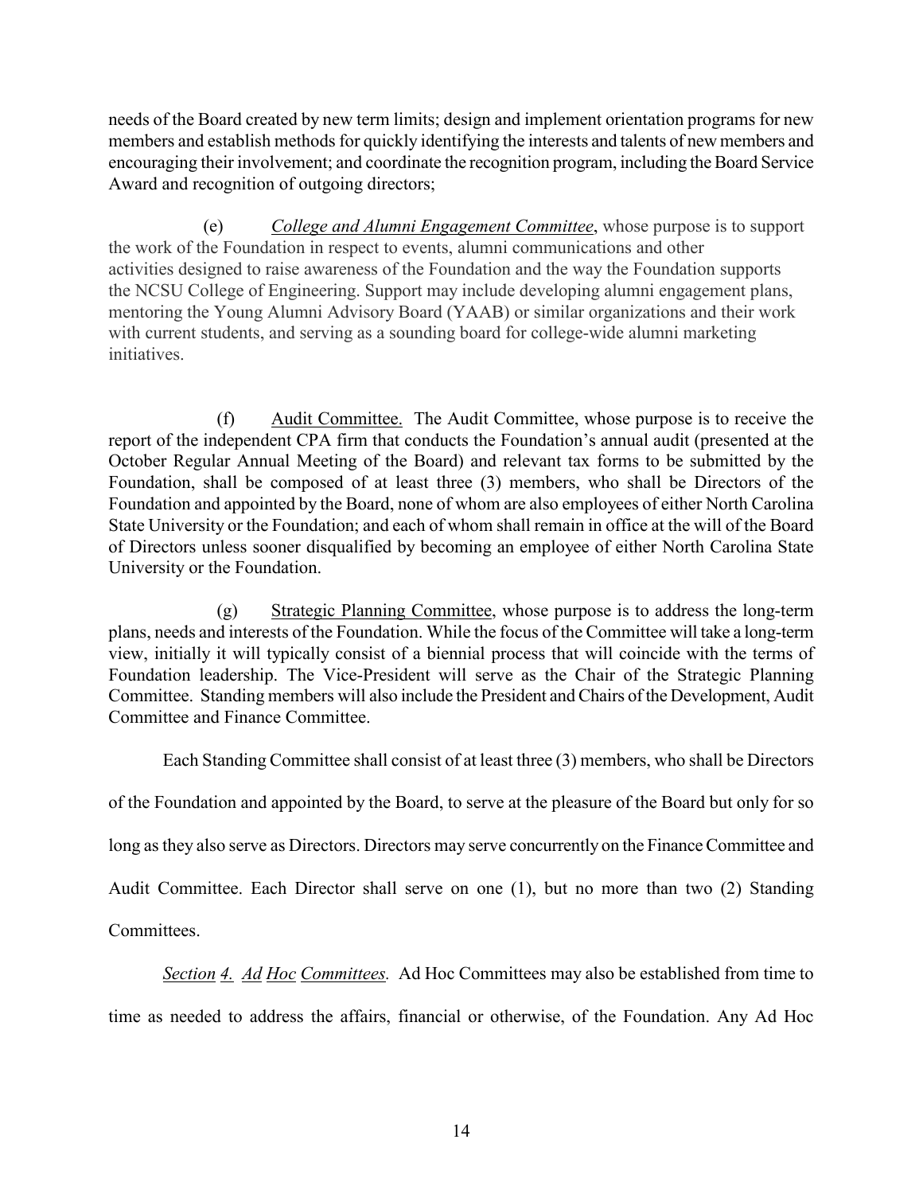needs of the Board created by new term limits; design and implement orientation programs for new members and establish methods for quickly identifying the interests and talents of new members and encouraging their involvement; and coordinate the recognition program, including the Board Service Award and recognition of outgoing directors;

(e) *College and Alumni Engagement Committee*, whose purpose is to support the work of the Foundation in respect to events, alumni communications and other activities designed to raise awareness of the Foundation and the way the Foundation supports the NCSU College of Engineering. Support may include developing alumni engagement plans, mentoring the Young Alumni Advisory Board (YAAB) or similar organizations and their work with current students, and serving as a sounding board for college-wide alumni marketing initiatives.

(f) Audit Committee. The Audit Committee, whose purpose is to receive the report of the independent CPA firm that conducts the Foundation's annual audit (presented at the October Regular Annual Meeting of the Board) and relevant tax forms to be submitted by the Foundation, shall be composed of at least three (3) members, who shall be Directors of the Foundation and appointed by the Board, none of whom are also employees of either North Carolina State University or the Foundation; and each of whom shall remain in office at the will of the Board of Directors unless sooner disqualified by becoming an employee of either North Carolina State University or the Foundation.

(g) Strategic Planning Committee, whose purpose is to address the long-term plans, needs and interests of the Foundation. While the focus of the Committee will take a long-term view, initially it will typically consist of a biennial process that will coincide with the terms of Foundation leadership. The Vice-President will serve as the Chair of the Strategic Planning Committee. Standing members will also include the President and Chairs of the Development, Audit Committee and Finance Committee.

Each Standing Committee shall consist of at least three (3) members, who shall be Directors of the Foundation and appointed by the Board, to serve at the pleasure of the Board but only for so long as they also serve as Directors. Directors may serve concurrently on the Finance Committee and Audit Committee. Each Director shall serve on one (1), but no more than two (2) Standing Committees.

*Section 4. Ad Hoc Committees.* Ad Hoc Committees may also be established from time to time as needed to address the affairs, financial or otherwise, of the Foundation. Any Ad Hoc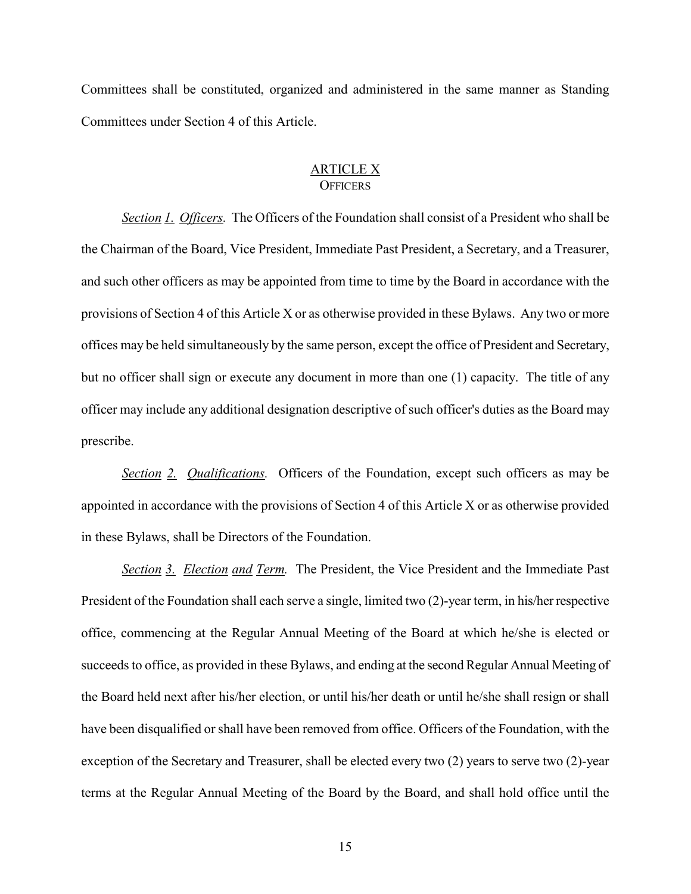Committees shall be constituted, organized and administered in the same manner as Standing Committees under Section 4 of this Article.

## ARTICLE X
### OFFICERS

*Section 1. Officers.* The Officers of the Foundation shall consist of a President who shall be the Chairman of the Board, Vice President, Immediate Past President, a Secretary, and a Treasurer, and such other officers as may be appointed from time to time by the Board in accordance with the provisions of Section 4 of this Article X or as otherwise provided in these Bylaws. Any two or more offices may be held simultaneously by the same person, except the office of President and Secretary, but no officer shall sign or execute any document in more than one (1) capacity. The title of any officer may include any additional designation descriptive of such officer's duties as the Board may prescribe.

*Section 2. Qualifications.* Officers of the Foundation, except such officers as may be appointed in accordance with the provisions of Section 4 of this Article X or as otherwise provided in these Bylaws, shall be Directors of the Foundation.

*Section 3. Election and Term.* The President, the Vice President and the Immediate Past President of the Foundation shall each serve a single, limited two (2)-year term, in his/her respective office, commencing at the Regular Annual Meeting of the Board at which he/she is elected or succeeds to office, as provided in these Bylaws, and ending at the second Regular Annual Meeting of the Board held next after his/her election, or until his/her death or until he/she shall resign or shall have been disqualified or shall have been removed from office. Officers of the Foundation, with the exception of the Secretary and Treasurer, shall be elected every two (2) years to serve two (2)-year terms at the Regular Annual Meeting of the Board by the Board, and shall hold office until the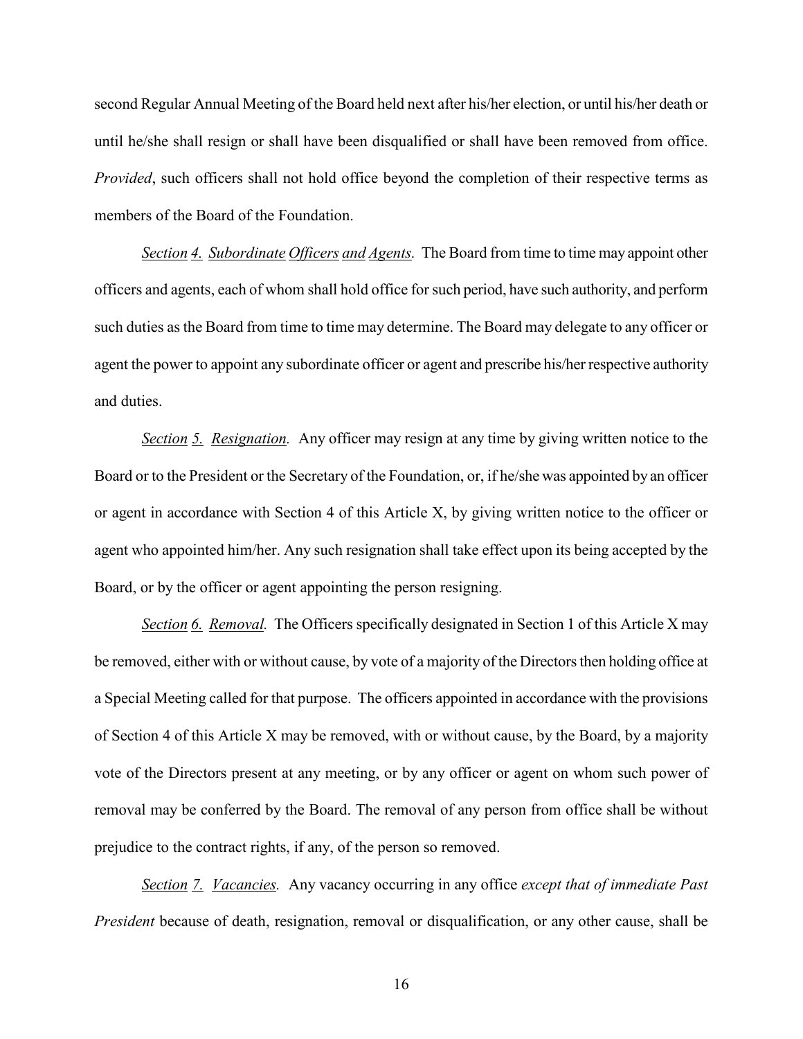second Regular Annual Meeting of the Board held next after his/her election, or until his/her death or until he/she shall resign or shall have been disqualified or shall have been removed from office. *Provided*, such officers shall not hold office beyond the completion of their respective terms as members of the Board of the Foundation.

*Section 4. Subordinate Officers and Agents.* The Board from time to time may appoint other officers and agents, each of whom shall hold office for such period, have such authority, and perform such duties as the Board from time to time may determine. The Board may delegate to any officer or agent the power to appoint any subordinate officer or agent and prescribe his/her respective authority and duties.

*Section 5. Resignation.* Any officer may resign at any time by giving written notice to the Board or to the President or the Secretary of the Foundation, or, if he/she was appointed by an officer or agent in accordance with Section 4 of this Article X, by giving written notice to the officer or agent who appointed him/her. Any such resignation shall take effect upon its being accepted by the Board, or by the officer or agent appointing the person resigning.

*Section 6. Removal.* The Officers specifically designated in Section 1 of this Article X may be removed, either with or without cause, by vote of a majority of the Directors then holding office at a Special Meeting called for that purpose. The officers appointed in accordance with the provisions of Section 4 of this Article X may be removed, with or without cause, by the Board, by a majority vote of the Directors present at any meeting, or by any officer or agent on whom such power of removal may be conferred by the Board. The removal of any person from office shall be without prejudice to the contract rights, if any, of the person so removed.

*Section 7. Vacancies.* Any vacancy occurring in any office *except that of immediate Past President* because of death, resignation, removal or disqualification, or any other cause, shall be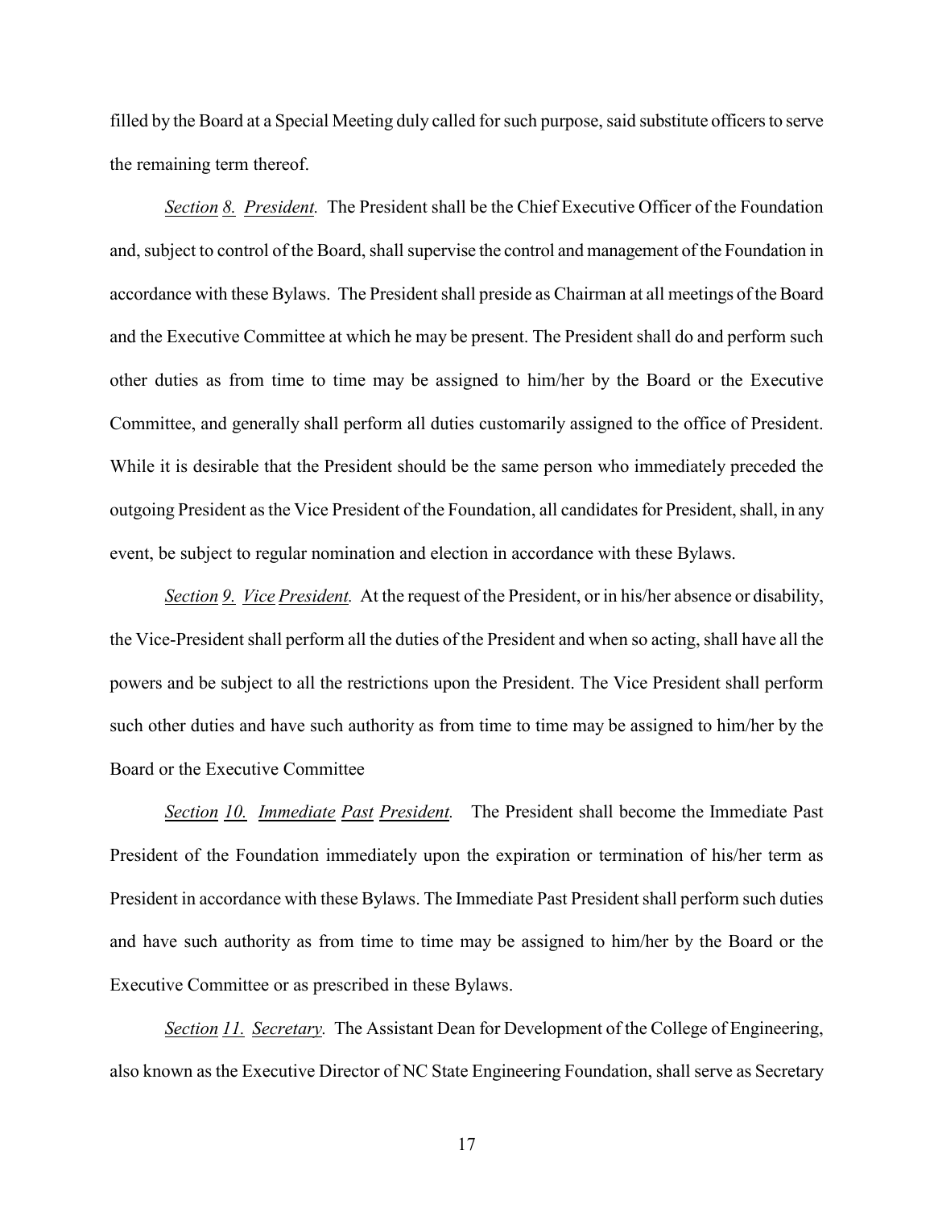filled by the Board at a Special Meeting duly called for such purpose, said substitute officers to serve the remaining term thereof.

*Section 8. President.* The President shall be the Chief Executive Officer of the Foundation and, subject to control of the Board, shall supervise the control and management of the Foundation in accordance with these Bylaws. The President shall preside as Chairman at all meetings of the Board and the Executive Committee at which he may be present. The President shall do and perform such other duties as from time to time may be assigned to him/her by the Board or the Executive Committee, and generally shall perform all duties customarily assigned to the office of President. While it is desirable that the President should be the same person who immediately preceded the outgoing President as the Vice President of the Foundation, all candidates for President, shall, in any event, be subject to regular nomination and election in accordance with these Bylaws.

*Section 9. Vice President.* At the request of the President, or in his/her absence or disability, the Vice-President shall perform all the duties of the President and when so acting, shall have all the powers and be subject to all the restrictions upon the President. The Vice President shall perform such other duties and have such authority as from time to time may be assigned to him/her by the Board or the Executive Committee

*Section 10. Immediate Past President.* The President shall become the Immediate Past President of the Foundation immediately upon the expiration or termination of his/her term as President in accordance with these Bylaws. The Immediate Past President shall perform such duties and have such authority as from time to time may be assigned to him/her by the Board or the Executive Committee or as prescribed in these Bylaws.

*Section 11. Secretary.* The Assistant Dean for Development of the College of Engineering, also known as the Executive Director of NC State Engineering Foundation, shall serve as Secretary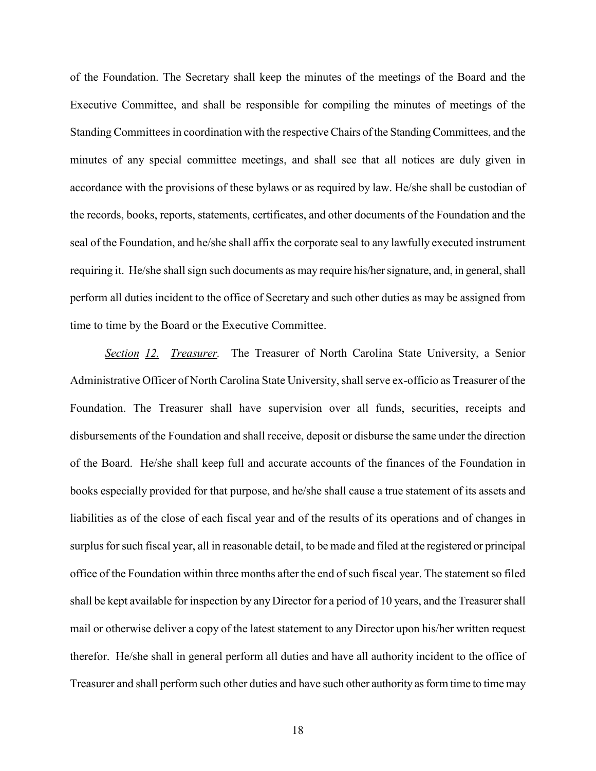of the Foundation. The Secretary shall keep the minutes of the meetings of the Board and the Executive Committee, and shall be responsible for compiling the minutes of meetings of the Standing Committees in coordination with the respective Chairs of the Standing Committees, and the minutes of any special committee meetings, and shall see that all notices are duly given in accordance with the provisions of these bylaws or as required by law. He/she shall be custodian of the records, books, reports, statements, certificates, and other documents of the Foundation and the seal of the Foundation, and he/she shall affix the corporate seal to any lawfully executed instrument requiring it. He/she shall sign such documents as may require his/her signature, and, in general, shall perform all duties incident to the office of Secretary and such other duties as may be assigned from time to time by the Board or the Executive Committee.

*Section 12. Treasurer.* The Treasurer of North Carolina State University, a Senior Administrative Officer of North Carolina State University, shall serve ex-officio as Treasurer of the Foundation. The Treasurer shall have supervision over all funds, securities, receipts and disbursements of the Foundation and shall receive, deposit or disburse the same under the direction of the Board. He/she shall keep full and accurate accounts of the finances of the Foundation in books especially provided for that purpose, and he/she shall cause a true statement of its assets and liabilities as of the close of each fiscal year and of the results of its operations and of changes in surplus for such fiscal year, all in reasonable detail, to be made and filed at the registered or principal office of the Foundation within three months after the end of such fiscal year. The statement so filed shall be kept available for inspection by any Director for a period of 10 years, and the Treasurer shall mail or otherwise deliver a copy of the latest statement to any Director upon his/her written request therefor. He/she shall in general perform all duties and have all authority incident to the office of Treasurer and shall perform such other duties and have such other authority as form time to time may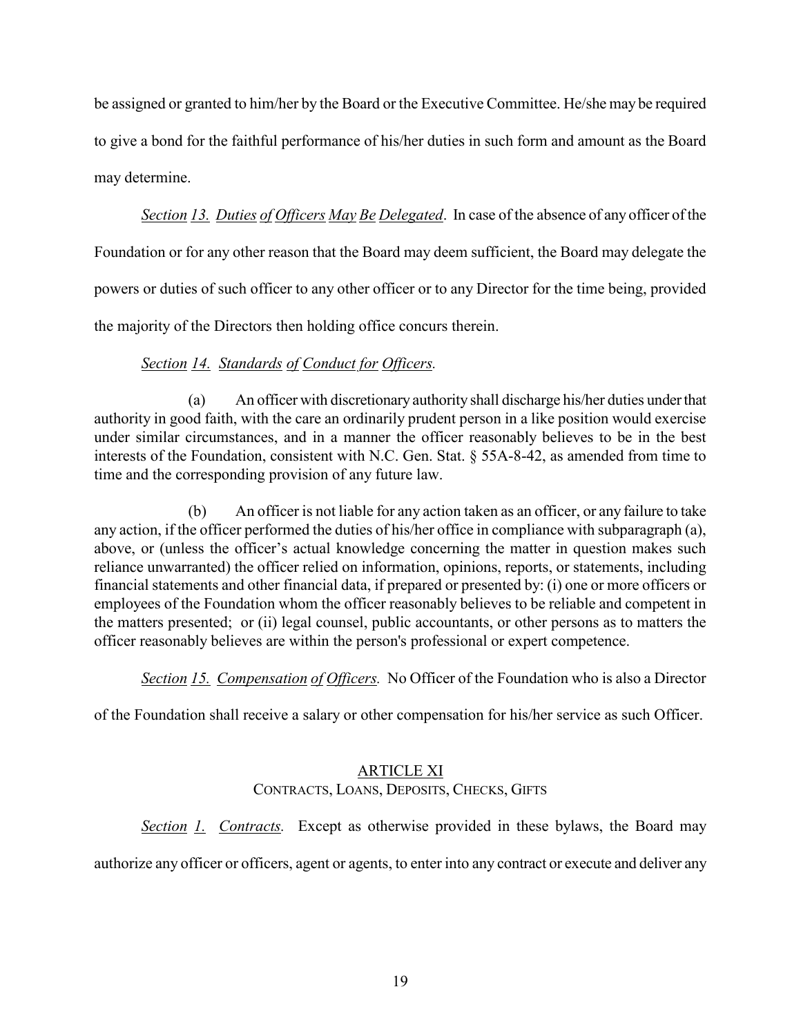be assigned or granted to him/her by the Board or the Executive Committee. He/she may be required to give a bond for the faithful performance of his/her duties in such form and amount as the Board may determine.

*Section 13. Duties of Officers May Be Delegated*. In case of the absence of any officer of the Foundation or for any other reason that the Board may deem sufficient, the Board may delegate the powers or duties of such officer to any other officer or to any Director for the time being, provided the majority of the Directors then holding office concurs therein.

*Section 14. Standards of Conduct for Officers.*

(a) An officer with discretionary authority shall discharge his/her duties under that authority in good faith, with the care an ordinarily prudent person in a like position would exercise under similar circumstances, and in a manner the officer reasonably believes to be in the best interests of the Foundation, consistent with N.C. Gen. Stat. § 55A-8-42, as amended from time to time and the corresponding provision of any future law.

(b) An officer is not liable for any action taken as an officer, or any failure to take any action, if the officer performed the duties of his/her office in compliance with subparagraph (a), above, or (unless the officer's actual knowledge concerning the matter in question makes such reliance unwarranted) the officer relied on information, opinions, reports, or statements, including financial statements and other financial data, if prepared or presented by: (i) one or more officers or employees of the Foundation whom the officer reasonably believes to be reliable and competent in the matters presented; or (ii) legal counsel, public accountants, or other persons as to matters the officer reasonably believes are within the person's professional or expert competence.

*Section 15. Compensation of Officers.* No Officer of the Foundation who is also a Director of the Foundation shall receive a salary or other compensation for his/her service as such Officer.

## ARTICLE XI
### CONTRACTS, LOANS, DEPOSITS, CHECKS, GIFTS

*Section 1. Contracts.* Except as otherwise provided in these bylaws, the Board may authorize any officer or officers, agent or agents, to enter into any contract or execute and deliver any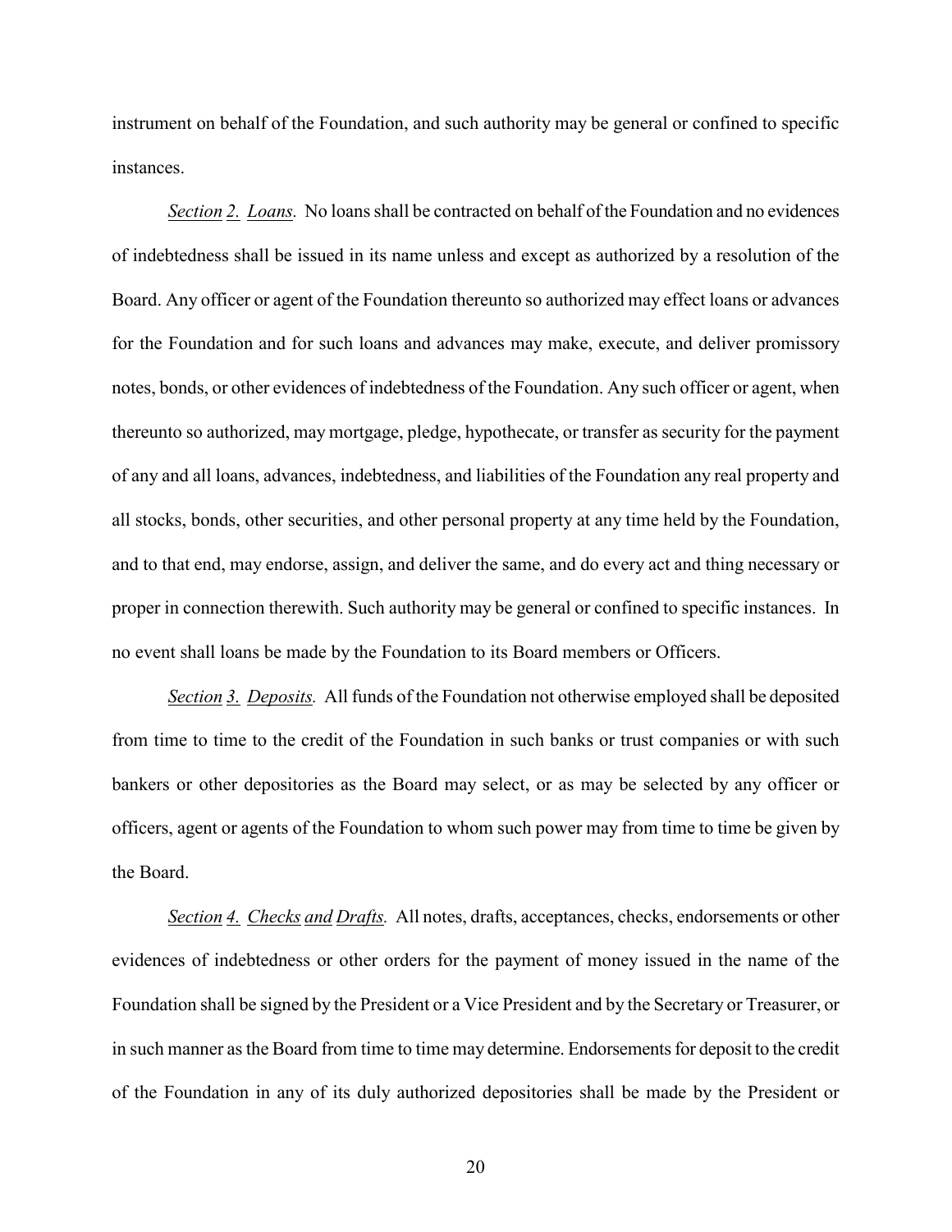instrument on behalf of the Foundation, and such authority may be general or confined to specific instances.

*Section 2. Loans.* No loans shall be contracted on behalf of the Foundation and no evidences of indebtedness shall be issued in its name unless and except as authorized by a resolution of the Board. Any officer or agent of the Foundation thereunto so authorized may effect loans or advances for the Foundation and for such loans and advances may make, execute, and deliver promissory notes, bonds, or other evidences of indebtedness of the Foundation. Any such officer or agent, when thereunto so authorized, may mortgage, pledge, hypothecate, or transfer as security for the payment of any and all loans, advances, indebtedness, and liabilities of the Foundation any real property and all stocks, bonds, other securities, and other personal property at any time held by the Foundation, and to that end, may endorse, assign, and deliver the same, and do every act and thing necessary or proper in connection therewith. Such authority may be general or confined to specific instances. In no event shall loans be made by the Foundation to its Board members or Officers.

*Section 3. Deposits.* All funds of the Foundation not otherwise employed shall be deposited from time to time to the credit of the Foundation in such banks or trust companies or with such bankers or other depositories as the Board may select, or as may be selected by any officer or officers, agent or agents of the Foundation to whom such power may from time to time be given by the Board.

*Section 4. Checks and Drafts.* All notes, drafts, acceptances, checks, endorsements or other evidences of indebtedness or other orders for the payment of money issued in the name of the Foundation shall be signed by the President or a Vice President and by the Secretary or Treasurer, or in such manner as the Board from time to time may determine. Endorsements for deposit to the credit of the Foundation in any of its duly authorized depositories shall be made by the President or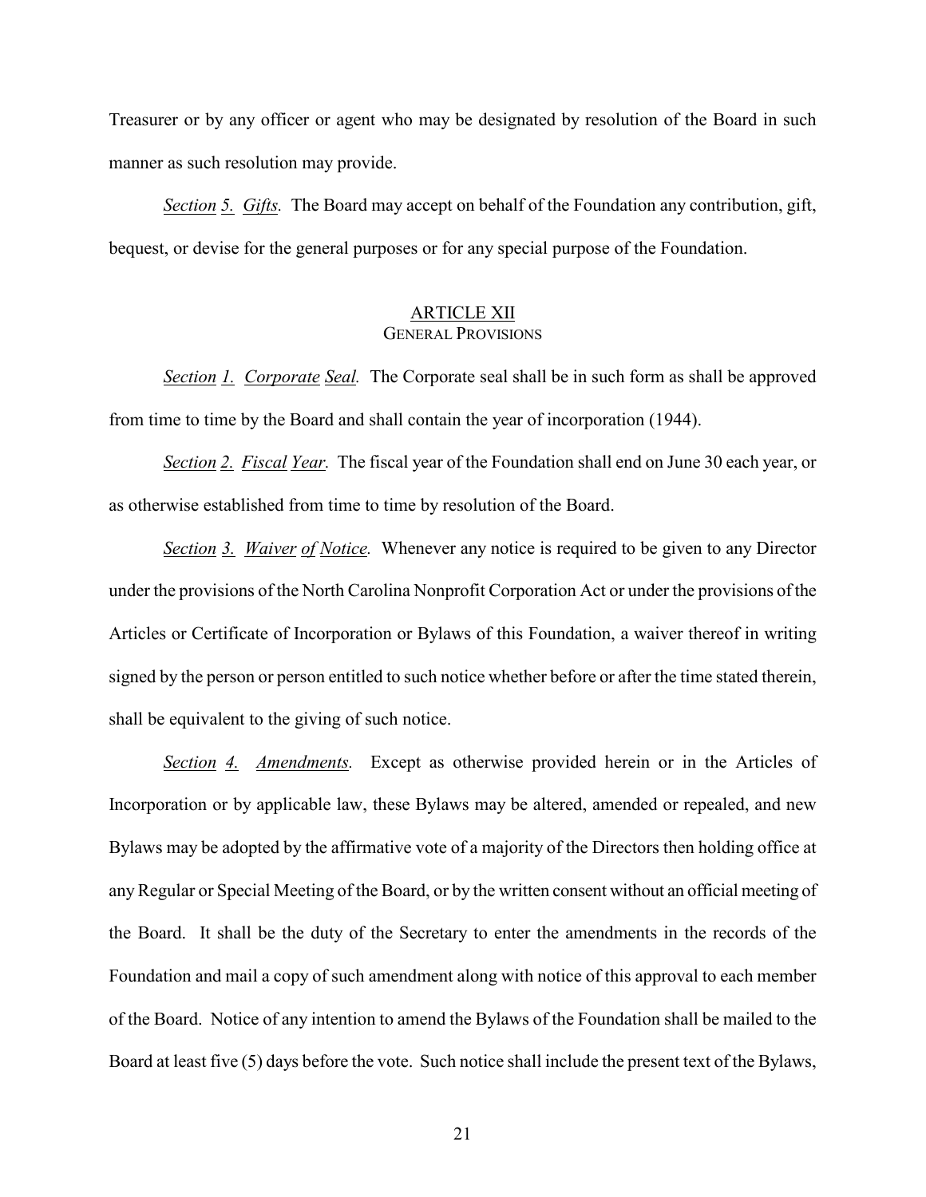Treasurer or by any officer or agent who may be designated by resolution of the Board in such manner as such resolution may provide.

*Section 5. Gifts.* The Board may accept on behalf of the Foundation any contribution, gift, bequest, or devise for the general purposes or for any special purpose of the Foundation.

## ARTICLE XII
### GENERAL PROVISIONS

*Section 1. Corporate Seal.* The Corporate seal shall be in such form as shall be approved from time to time by the Board and shall contain the year of incorporation (1944).

*Section 2. Fiscal Year.* The fiscal year of the Foundation shall end on June 30 each year, or as otherwise established from time to time by resolution of the Board.

*Section 3. Waiver of Notice.* Whenever any notice is required to be given to any Director under the provisions of the North Carolina Nonprofit Corporation Act or under the provisions of the Articles or Certificate of Incorporation or Bylaws of this Foundation, a waiver thereof in writing signed by the person or person entitled to such notice whether before or after the time stated therein, shall be equivalent to the giving of such notice.

*Section 4. Amendments.* Except as otherwise provided herein or in the Articles of Incorporation or by applicable law, these Bylaws may be altered, amended or repealed, and new Bylaws may be adopted by the affirmative vote of a majority of the Directors then holding office at any Regular or Special Meeting of the Board, or by the written consent without an official meeting of the Board. It shall be the duty of the Secretary to enter the amendments in the records of the Foundation and mail a copy of such amendment along with notice of this approval to each member of the Board. Notice of any intention to amend the Bylaws of the Foundation shall be mailed to the Board at least five (5) days before the vote. Such notice shall include the present text of the Bylaws,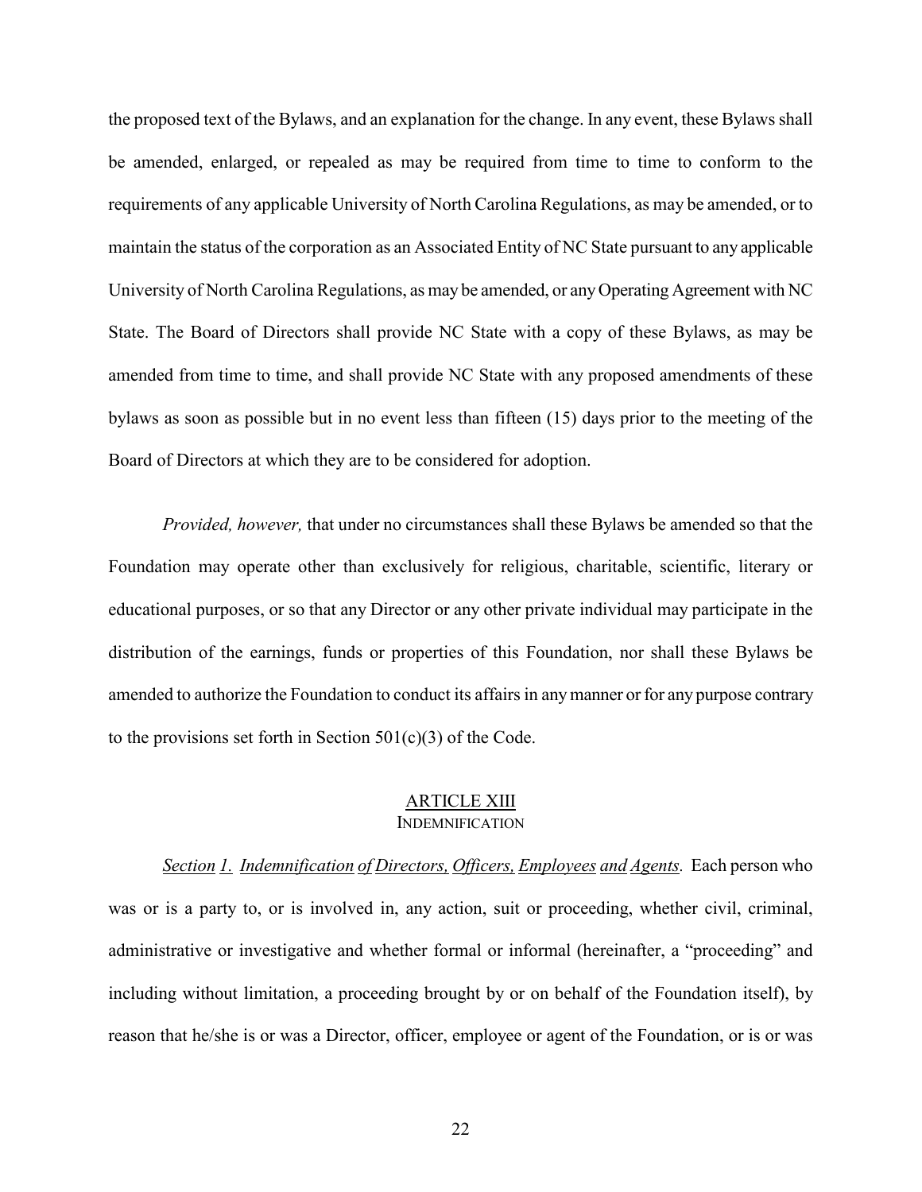the proposed text of the Bylaws, and an explanation for the change. In any event, these Bylaws shall be amended, enlarged, or repealed as may be required from time to time to conform to the requirements of any applicable University of North Carolina Regulations, as may be amended, or to maintain the status of the corporation as an Associated Entity of NC State pursuant to any applicable University of North Carolina Regulations, as may be amended, or any Operating Agreement with NC State. The Board of Directors shall provide NC State with a copy of these Bylaws, as may be amended from time to time, and shall provide NC State with any proposed amendments of these bylaws as soon as possible but in no event less than fifteen (15) days prior to the meeting of the Board of Directors at which they are to be considered for adoption.

*Provided, however,* that under no circumstances shall these Bylaws be amended so that the Foundation may operate other than exclusively for religious, charitable, scientific, literary or educational purposes, or so that any Director or any other private individual may participate in the distribution of the earnings, funds or properties of this Foundation, nor shall these Bylaws be amended to authorize the Foundation to conduct its affairs in any manner or for any purpose contrary to the provisions set forth in Section 501(c)(3) of the Code.

## ARTICLE XIII
### INDEMNIFICATION

*Section 1. Indemnification of Directors, Officers, Employees and Agents.* Each person who was or is a party to, or is involved in, any action, suit or proceeding, whether civil, criminal, administrative or investigative and whether formal or informal (hereinafter, a "proceeding" and including without limitation, a proceeding brought by or on behalf of the Foundation itself), by reason that he/she is or was a Director, officer, employee or agent of the Foundation, or is or was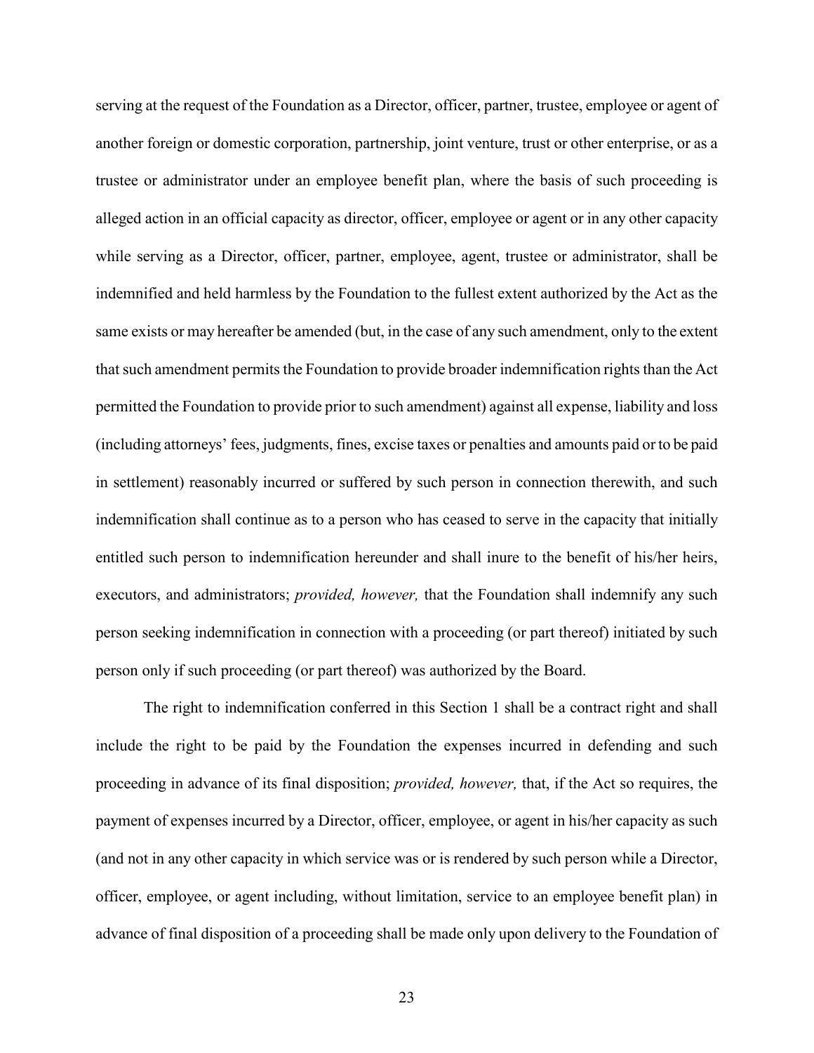serving at the request of the Foundation as a Director, officer, partner, trustee, employee or agent of another foreign or domestic corporation, partnership, joint venture, trust or other enterprise, or as a trustee or administrator under an employee benefit plan, where the basis of such proceeding is alleged action in an official capacity as director, officer, employee or agent or in any other capacity while serving as a Director, officer, partner, employee, agent, trustee or administrator, shall be indemnified and held harmless by the Foundation to the fullest extent authorized by the Act as the same exists or may hereafter be amended (but, in the case of any such amendment, only to the extent that such amendment permits the Foundation to provide broader indemnification rights than the Act permitted the Foundation to provide prior to such amendment) against all expense, liability and loss (including attorneys' fees, judgments, fines, excise taxes or penalties and amounts paid or to be paid in settlement) reasonably incurred or suffered by such person in connection therewith, and such indemnification shall continue as to a person who has ceased to serve in the capacity that initially entitled such person to indemnification hereunder and shall inure to the benefit of his/her heirs, executors, and administrators; *provided, however,* that the Foundation shall indemnify any such person seeking indemnification in connection with a proceeding (or part thereof) initiated by such person only if such proceeding (or part thereof) was authorized by the Board.

The right to indemnification conferred in this Section 1 shall be a contract right and shall include the right to be paid by the Foundation the expenses incurred in defending and such proceeding in advance of its final disposition; *provided, however,* that, if the Act so requires, the payment of expenses incurred by a Director, officer, employee, or agent in his/her capacity as such (and not in any other capacity in which service was or is rendered by such person while a Director, officer, employee, or agent including, without limitation, service to an employee benefit plan) in advance of final disposition of a proceeding shall be made only upon delivery to the Foundation of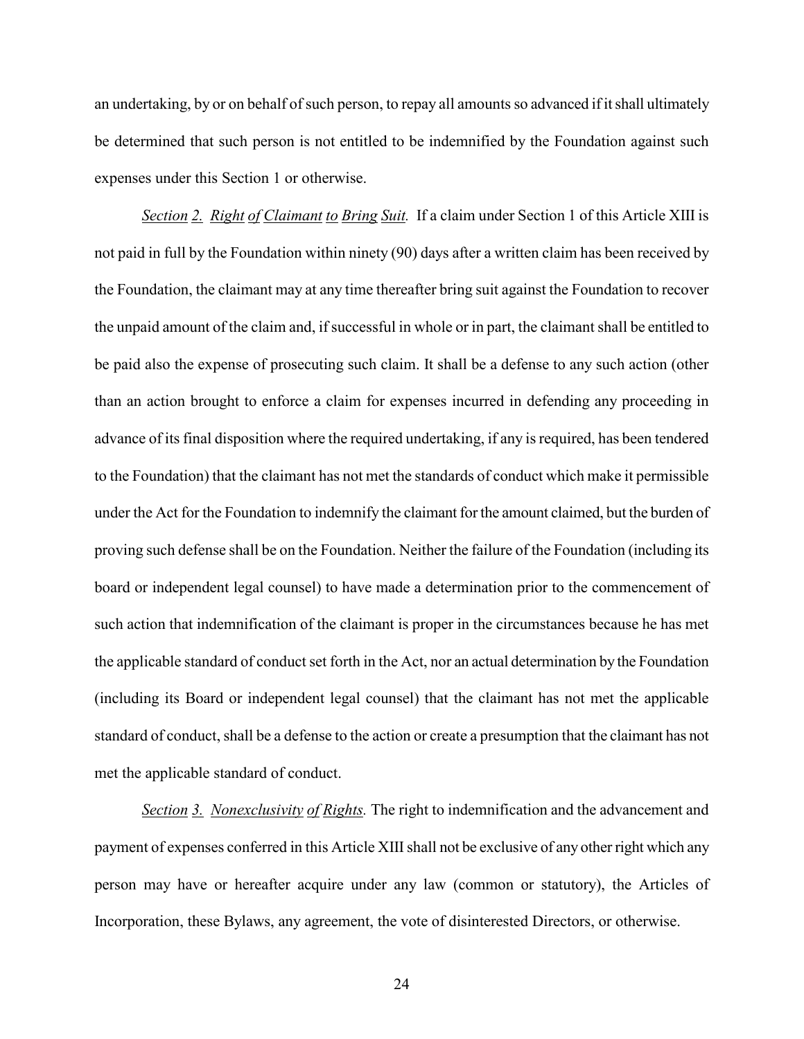an undertaking, by or on behalf of such person, to repay all amounts so advanced if it shall ultimately be determined that such person is not entitled to be indemnified by the Foundation against such expenses under this Section 1 or otherwise.

*Section 2. Right of Claimant to Bring Suit.* If a claim under Section 1 of this Article XIII is not paid in full by the Foundation within ninety (90) days after a written claim has been received by the Foundation, the claimant may at any time thereafter bring suit against the Foundation to recover the unpaid amount of the claim and, if successful in whole or in part, the claimant shall be entitled to be paid also the expense of prosecuting such claim. It shall be a defense to any such action (other than an action brought to enforce a claim for expenses incurred in defending any proceeding in advance of its final disposition where the required undertaking, if any is required, has been tendered to the Foundation) that the claimant has not met the standards of conduct which make it permissible under the Act for the Foundation to indemnify the claimant for the amount claimed, but the burden of proving such defense shall be on the Foundation. Neither the failure of the Foundation (including its board or independent legal counsel) to have made a determination prior to the commencement of such action that indemnification of the claimant is proper in the circumstances because he has met the applicable standard of conduct set forth in the Act, nor an actual determination by the Foundation (including its Board or independent legal counsel) that the claimant has not met the applicable standard of conduct, shall be a defense to the action or create a presumption that the claimant has not met the applicable standard of conduct.

*Section 3. Nonexclusivity of Rights.* The right to indemnification and the advancement and payment of expenses conferred in this Article XIII shall not be exclusive of any other right which any person may have or hereafter acquire under any law (common or statutory), the Articles of Incorporation, these Bylaws, any agreement, the vote of disinterested Directors, or otherwise.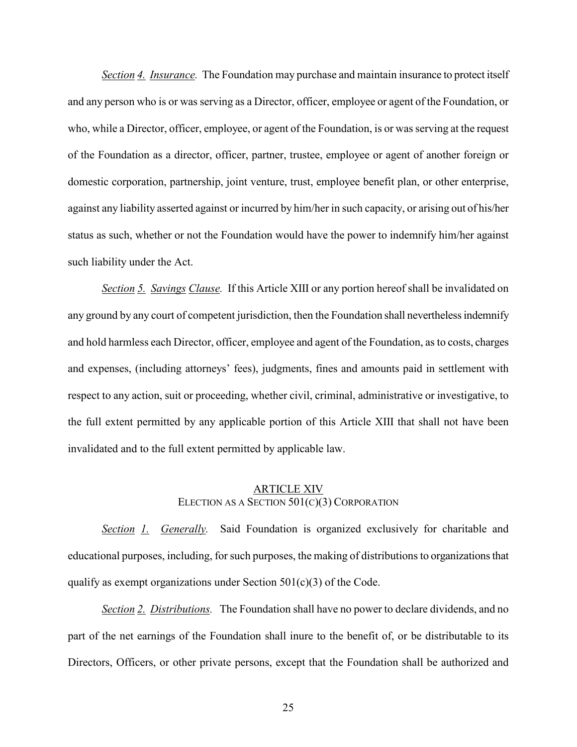*Section 4. Insurance.* The Foundation may purchase and maintain insurance to protect itself and any person who is or was serving as a Director, officer, employee or agent of the Foundation, or who, while a Director, officer, employee, or agent of the Foundation, is or was serving at the request of the Foundation as a director, officer, partner, trustee, employee or agent of another foreign or domestic corporation, partnership, joint venture, trust, employee benefit plan, or other enterprise, against any liability asserted against or incurred by him/her in such capacity, or arising out of his/her status as such, whether or not the Foundation would have the power to indemnify him/her against such liability under the Act.

*Section 5. Savings Clause.* If this Article XIII or any portion hereof shall be invalidated on any ground by any court of competent jurisdiction, then the Foundation shall nevertheless indemnify and hold harmless each Director, officer, employee and agent of the Foundation, as to costs, charges and expenses, (including attorneys' fees), judgments, fines and amounts paid in settlement with respect to any action, suit or proceeding, whether civil, criminal, administrative or investigative, to the full extent permitted by any applicable portion of this Article XIII that shall not have been invalidated and to the full extent permitted by applicable law.

## ARTICLE XIV
## ELECTION AS A SECTION 501(C)(3) CORPORATION

*Section 1. Generally.* Said Foundation is organized exclusively for charitable and educational purposes, including, for such purposes, the making of distributions to organizations that qualify as exempt organizations under Section 501(c)(3) of the Code.

*Section 2. Distributions.* The Foundation shall have no power to declare dividends, and no part of the net earnings of the Foundation shall inure to the benefit of, or be distributable to its Directors, Officers, or other private persons, except that the Foundation shall be authorized and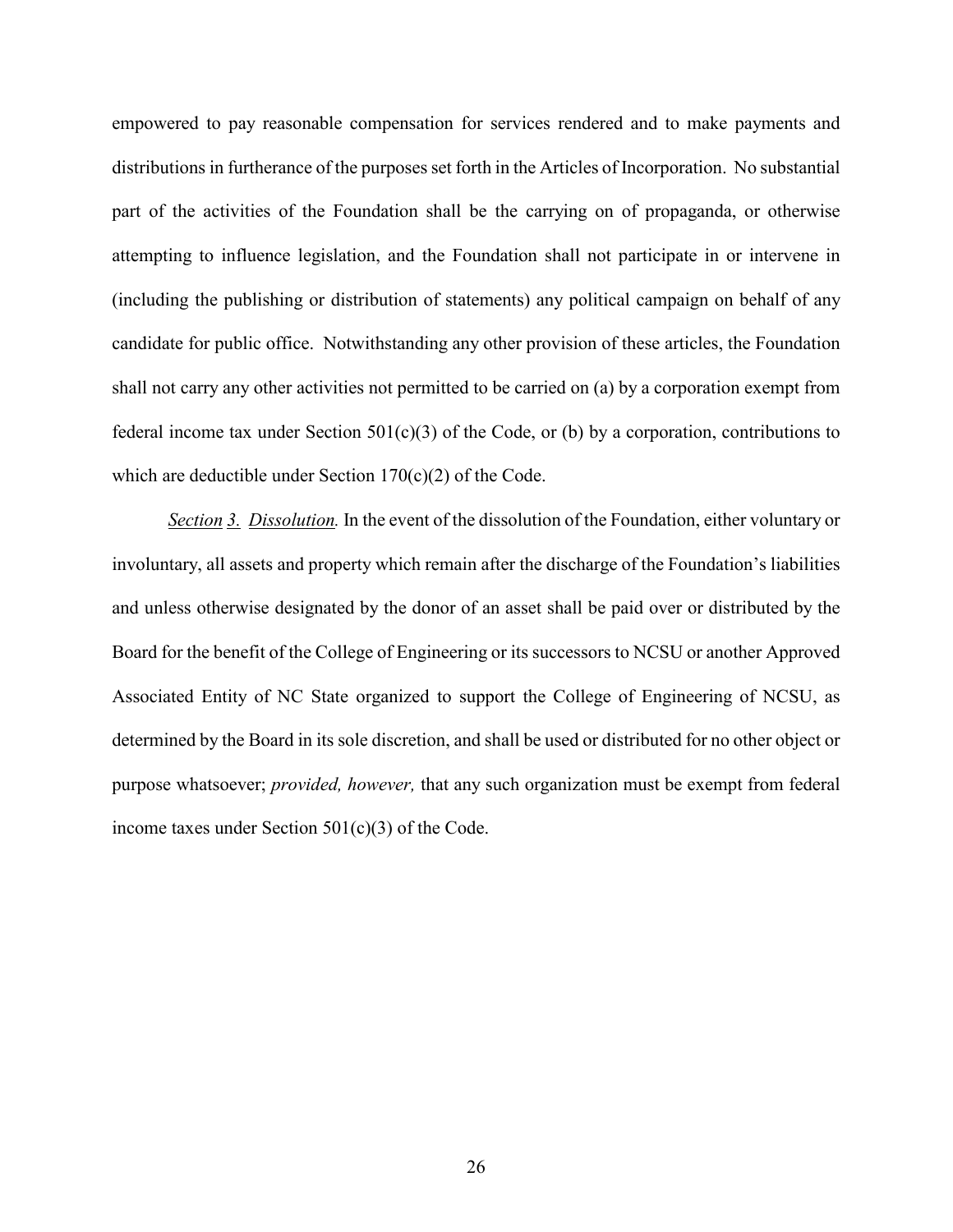empowered to pay reasonable compensation for services rendered and to make payments and distributions in furtherance of the purposes set forth in the Articles of Incorporation. No substantial part of the activities of the Foundation shall be the carrying on of propaganda, or otherwise attempting to influence legislation, and the Foundation shall not participate in or intervene in (including the publishing or distribution of statements) any political campaign on behalf of any candidate for public office. Notwithstanding any other provision of these articles, the Foundation shall not carry any other activities not permitted to be carried on (a) by a corporation exempt from federal income tax under Section 501(c)(3) of the Code, or (b) by a corporation, contributions to which are deductible under Section 170(c)(2) of the Code.

*Section 3. Dissolution.* In the event of the dissolution of the Foundation, either voluntary or involuntary, all assets and property which remain after the discharge of the Foundation's liabilities and unless otherwise designated by the donor of an asset shall be paid over or distributed by the Board for the benefit of the College of Engineering or its successors to NCSU or another Approved Associated Entity of NC State organized to support the College of Engineering of NCSU, as determined by the Board in its sole discretion, and shall be used or distributed for no other object or purpose whatsoever; *provided, however,* that any such organization must be exempt from federal income taxes under Section 501(c)(3) of the Code.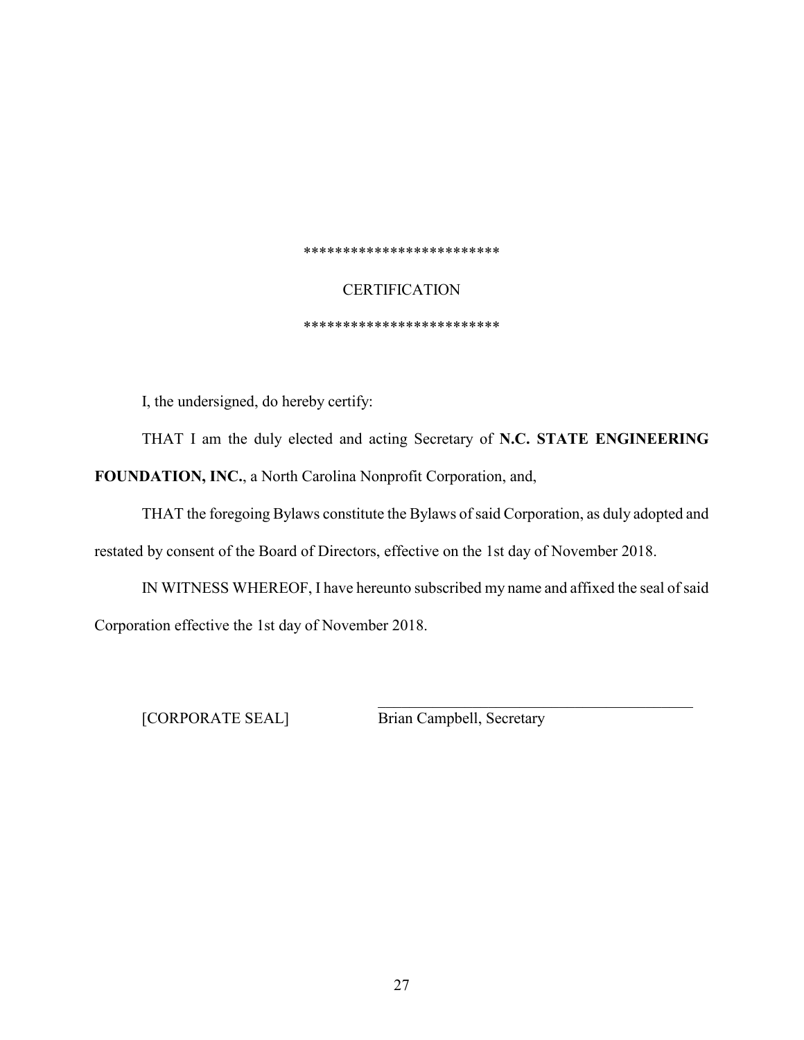*************************

## CERTIFICATION

*************************

I, the undersigned, do hereby certify:

THAT I am the duly elected and acting Secretary of **N.C. STATE ENGINEERING FOUNDATION, INC.**, a North Carolina Nonprofit Corporation, and,

THAT the foregoing Bylaws constitute the Bylaws of said Corporation, as duly adopted and restated by consent of the Board of Directors, effective on the 1st day of November 2018.

IN WITNESS WHEREOF, I have hereunto subscribed my name and affixed the seal of said Corporation effective the 1st day of November 2018.

[CORPORATE SEAL]

\_\_\_\_\_\_\_\_\_\_\_\_\_\_\_\_\_\_\_\_\_\_\_\_\_\_\_\_\_\_\_\_\_\_\_\_\_\_\_\_\_\_

Brian Campbell, Secretary